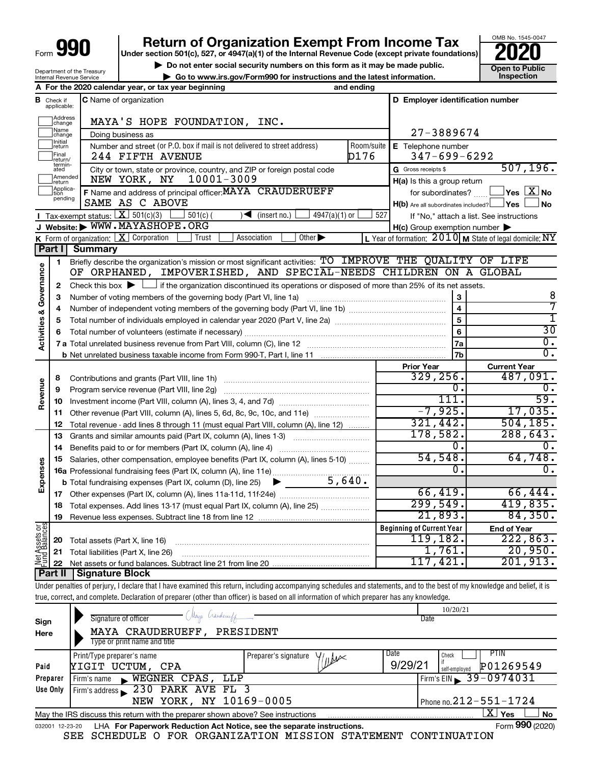Form **990**

# Return of Organization Exempt From Income Tax

**Under section 501(c), 527, or 4947(a)(1) of the Internal Revenue Code (except private foundations)**

▶ Do not enter social security numbers on this form as it may be made public.

▶ Go to www.irs.gov/Form990 for instructions and the latest information.

OMB No. 1545-0047

**2020**

**Open to Public Inspection**

Department of the Treasury
Internal Revenue Service

**A** For the 2020 calendar year, or tax year beginning and ending

**B** Check if applicable: Address change, Name change, Initial return, Final return/terminated, Amended return, Application pending

**C** Name of organization: MAYA'S HOPE FOUNDATION, INC.

Doing business as

Number and street (or P.O. box if mail is not delivered to street address): 244 FIFTH AVENUE — Room/suite: D176

City or town, state or province, country, and ZIP or foreign postal code: NEW YORK, NY 10001-3009

**D** Employer identification number: 27-3889674

**E** Telephone number: 347-699-6292

**G** Gross receipts $ 507,196.

**F** Name and address of principal officer: MAYA CRAUDERUEFF
SAME AS C ABOVE

**H(a)** Is this a group return for subordinates? ☐ Yes ☒ No

**H(b)** Are all subordinates included? ☐ Yes ☐ No
If "No," attach a list. See instructions

**H(c)** Group exemption number ▶

**I** Tax-exempt status: ☒ 501(c)(3) ☐ 501(c) ( ) ◀ (insert no.) ☐ 4947(a)(1) or ☐ 527

**J** Website: ▶ WWW.MAYASHOPE.ORG

**K** Form of organization: ☒ Corporation ☐ Trust ☐ Association ☐ Other ▶

**L** Year of formation: 2010 **M** State of legal domicile: NY

## Part I Summary

**Activities & Governance**

1 Briefly describe the organization's mission or most significant activities: TO IMPROVE THE QUALITY OF LIFE OF ORPHANED, IMPOVERISHED, AND SPECIAL-NEEDS CHILDREN ON A GLOBAL

2 Check this box ▶ ☐ if the organization discontinued its operations or disposed of more than 25% of its net assets.

| | | | |
|---|---|---|---|
| 3 | Number of voting members of the governing body (Part VI, line 1a) | 3 | 8 |
| 4 | Number of independent voting members of the governing body (Part VI, line 1b) | 4 | 7 |
| 5 | Total number of individuals employed in calendar year 2020 (Part V, line 2a) | 5 | 1 |
| 6 | Total number of volunteers (estimate if necessary) | 6 | 30 |
| 7a | Total unrelated business revenue from Part VIII, column (C), line 12 | 7a | 0. |
| b | Net unrelated business taxable income from Form 990-T, Part I, line 11 | 7b | 0. |

| | | | Prior Year | Current Year |
|---|---|---|---|---|
| **Revenue** | 8 | Contributions and grants (Part VIII, line 1h) | 329,256. | 487,091. |
| | 9 | Program service revenue (Part VIII, line 2g) | 0. | 0. |
| | 10 | Investment income (Part VIII, column (A), lines 3, 4, and 7d) | 111. | 59. |
| | 11 | Other revenue (Part VIII, column (A), lines 5, 6d, 8c, 9c, 10c, and 11e) | -7,925. | 17,035. |
| | 12 | Total revenue - add lines 8 through 11 (must equal Part VIII, column (A), line 12) | 321,442. | 504,185. |
| **Expenses** | 13 | Grants and similar amounts paid (Part IX, column (A), lines 1-3) | 178,582. | 288,643. |
| | 14 | Benefits paid to or for members (Part IX, column (A), line 4) | 0. | 0. |
| | 15 | Salaries, other compensation, employee benefits (Part IX, column (A), lines 5-10) | 54,548. | 64,748. |
| | 16a | Professional fundraising fees (Part IX, column (A), line 11e) | 0. | 0. |
| | b | Total fundraising expenses (Part IX, column (D), line 25) ▶ 5,640. | | |
| | 17 | Other expenses (Part IX, column (A), lines 11a-11d, 11f-24e) | 66,419. | 66,444. |
| | 18 | Total expenses. Add lines 13-17 (must equal Part IX, column (A), line 25) | 299,549. | 419,835. |
| | 19 | Revenue less expenses. Subtract line 18 from line 12 | 21,893. | 84,350. |

| | | | Beginning of Current Year | End of Year |
|---|---|---|---|---|
| **Net Assets or Fund Balances** | 20 | Total assets (Part X, line 16) | 119,182. | 222,863. |
| | 21 | Total liabilities (Part X, line 26) | 1,761. | 20,950. |
| | 22 | Net assets or fund balances. Subtract line 21 from line 20 | 117,421. | 201,913. |

## Part II Signature Block

Under penalties of perjury, I declare that I have examined this return, including accompanying schedules and statements, and to the best of my knowledge and belief, it is true, correct, and complete. Declaration of preparer (other than officer) is based on all information of which preparer has any knowledge.

**Sign Here**

Signature of officer: Maya Crauderueff — Date: 10/20/21

MAYA CRAUDERUEFF, PRESIDENT
Type or print name and title

**Paid Preparer Use Only**

| Print/Type preparer's name | Preparer's signature | Date | Check if self-employed | PTIN |
|---|---|---|---|---|
| YIGIT UCTUM, CPA | | 9/29/21 | ☐ | P01269549 |

Firm's name ▶ WEGNER CPAS, LLP — Firm's EIN ▶ 39-0974031

Firm's address ▶ 230 PARK AVE FL 3, NEW YORK, NY 10169-0005 — Phone no. 212-551-1724

May the IRS discuss this return with the preparer shown above? See instructions ☒ Yes ☐ No

032001 12-23-20 LHA For Paperwork Reduction Act Notice, see the separate instructions. Form **990** (2020)

SEE SCHEDULE O FOR ORGANIZATION MISSION STATEMENT CONTINUATION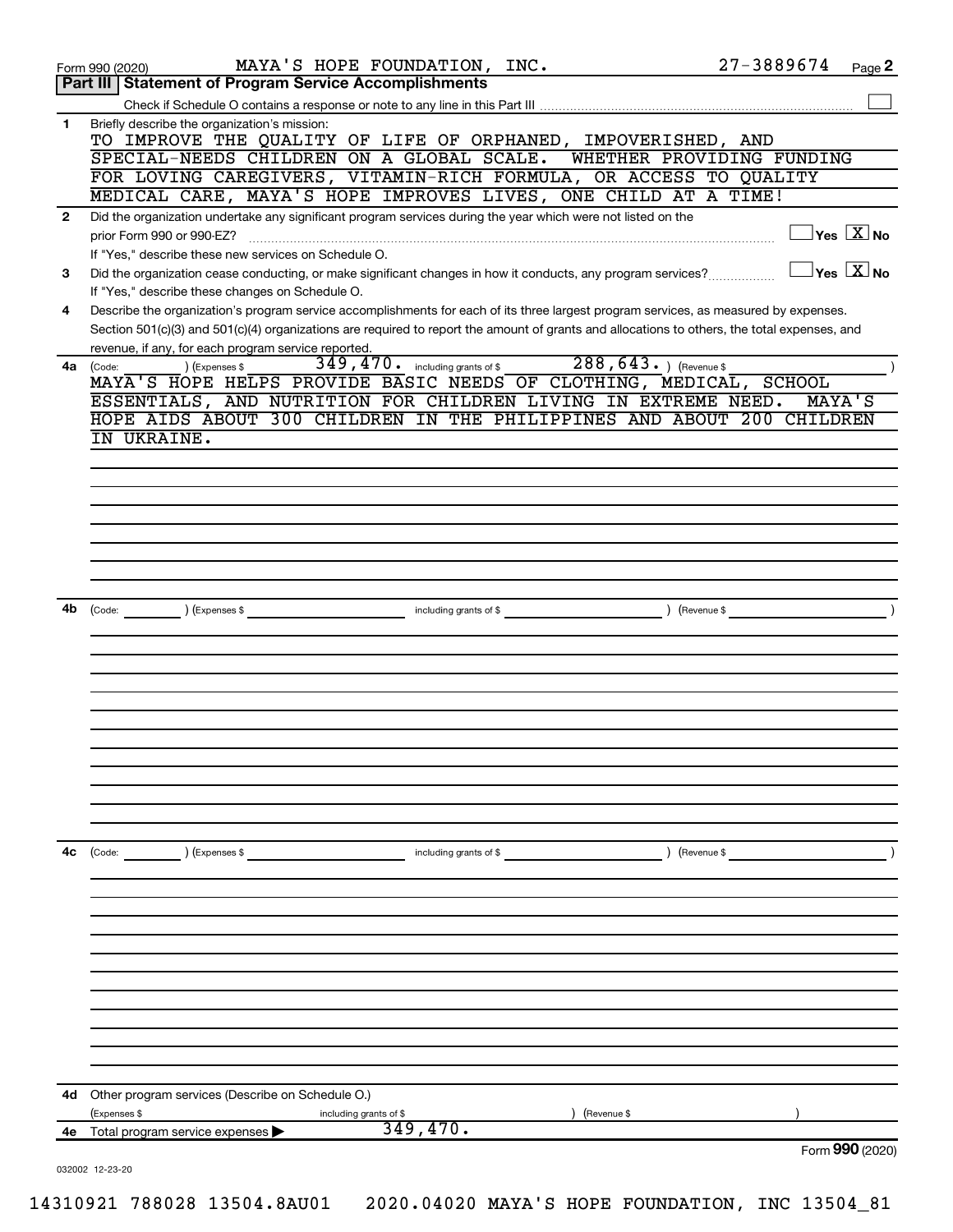Form 990 (2020) MAYA'S HOPE FOUNDATION, INC. 27-3889674 Page **2**

## Part III Statement of Program Service Accomplishments

Check if Schedule O contains a response or note to any line in this Part III ☐

**1** Briefly describe the organization's mission:

TO IMPROVE THE QUALITY OF LIFE OF ORPHANED, IMPOVERISHED, AND SPECIAL-NEEDS CHILDREN ON A GLOBAL SCALE. WHETHER PROVIDING FUNDING FOR LOVING CAREGIVERS, VITAMIN-RICH FORMULA, OR ACCESS TO QUALITY MEDICAL CARE, MAYA'S HOPE IMPROVES LIVES, ONE CHILD AT A TIME!

**2** Did the organization undertake any significant program services during the year which were not listed on the prior Form 990 or 990-EZ? ☐ Yes ☒ No

If "Yes," describe these new services on Schedule O.

**3** Did the organization cease conducting, or make significant changes in how it conducts, any program services? ☐ Yes ☒ No

If "Yes," describe these changes on Schedule O.

**4** Describe the organization's program service accomplishments for each of its three largest program services, as measured by expenses. Section 501(c)(3) and 501(c)(4) organizations are required to report the amount of grants and allocations to others, the total expenses, and revenue, if any, for each program service reported.

**4a** (Code: ) (Expenses $ 349,470. including grants of $ 288,643. ) (Revenue $ )

MAYA'S HOPE HELPS PROVIDE BASIC NEEDS OF CLOTHING, MEDICAL, SCHOOL ESSENTIALS, AND NUTRITION FOR CHILDREN LIVING IN EXTREME NEED. MAYA'S HOPE AIDS ABOUT 300 CHILDREN IN THE PHILIPPINES AND ABOUT 200 CHILDREN IN UKRAINE.

**4b** (Code: ) (Expenses $ including grants of $ ) (Revenue $ )

**4c** (Code: ) (Expenses $ including grants of $ ) (Revenue $ )

**4d** Other program services (Describe on Schedule O.)

(Expenses $ including grants of $ ) (Revenue $ )

**4e** Total program service expenses ▶ 349,470.

Form **990** (2020)

032002 12-23-20

14310921 788028 13504.8AU01 2020.04020 MAYA'S HOPE FOUNDATION, INC 13504_81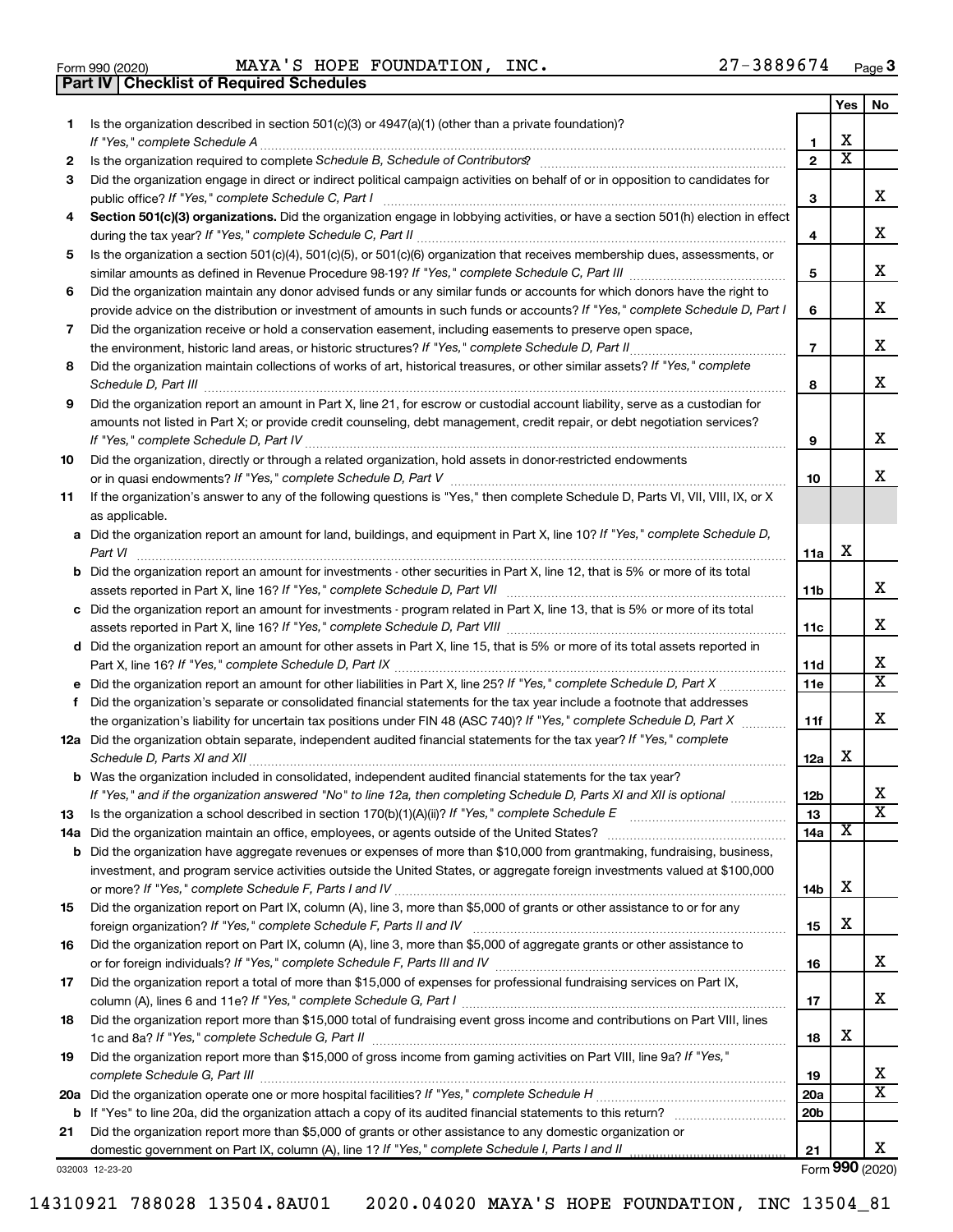Form 990 (2020) MAYA'S HOPE FOUNDATION, INC. 27-3889674 Page 3

**Part IV | Checklist of Required Schedules**

| | | | Yes | No |
|---|---|---|---|---|
| 1 | Is the organization described in section 501(c)(3) or 4947(a)(1) (other than a private foundation)? *If "Yes," complete Schedule A* | 1 | X | |
| 2 | Is the organization required to complete *Schedule B, Schedule of Contributors*? | 2 | X | |
| 3 | Did the organization engage in direct or indirect political campaign activities on behalf of or in opposition to candidates for public office? *If "Yes," complete Schedule C, Part I* | 3 | | X |
| 4 | **Section 501(c)(3) organizations.** Did the organization engage in lobbying activities, or have a section 501(h) election in effect during the tax year? *If "Yes," complete Schedule C, Part II* | 4 | | X |
| 5 | Is the organization a section 501(c)(4), 501(c)(5), or 501(c)(6) organization that receives membership dues, assessments, or similar amounts as defined in Revenue Procedure 98-19? *If "Yes," complete Schedule C, Part III* | 5 | | X |
| 6 | Did the organization maintain any donor advised funds or any similar funds or accounts for which donors have the right to provide advice on the distribution or investment of amounts in such funds or accounts? *If "Yes," complete Schedule D, Part I* | 6 | | X |
| 7 | Did the organization receive or hold a conservation easement, including easements to preserve open space, the environment, historic land areas, or historic structures? *If "Yes," complete Schedule D, Part II* | 7 | | X |
| 8 | Did the organization maintain collections of works of art, historical treasures, or other similar assets? *If "Yes," complete Schedule D, Part III* | 8 | | X |
| 9 | Did the organization report an amount in Part X, line 21, for escrow or custodial account liability, serve as a custodian for amounts not listed in Part X; or provide credit counseling, debt management, credit repair, or debt negotiation services? *If "Yes," complete Schedule D, Part IV* | 9 | | X |
| 10 | Did the organization, directly or through a related organization, hold assets in donor-restricted endowments or in quasi endowments? *If "Yes," complete Schedule D, Part V* | 10 | | X |
| 11 | If the organization's answer to any of the following questions is "Yes," then complete Schedule D, Parts VI, VII, VIII, IX, or X as applicable. | | | |
| a | Did the organization report an amount for land, buildings, and equipment in Part X, line 10? *If "Yes," complete Schedule D, Part VI* | 11a | X | |
| b | Did the organization report an amount for investments - other securities in Part X, line 12, that is 5% or more of its total assets reported in Part X, line 16? *If "Yes," complete Schedule D, Part VII* | 11b | | X |
| c | Did the organization report an amount for investments - program related in Part X, line 13, that is 5% or more of its total assets reported in Part X, line 16? *If "Yes," complete Schedule D, Part VIII* | 11c | | X |
| d | Did the organization report an amount for other assets in Part X, line 15, that is 5% or more of its total assets reported in Part X, line 16? *If "Yes," complete Schedule D, Part IX* | 11d | | X |
| e | Did the organization report an amount for other liabilities in Part X, line 25? *If "Yes," complete Schedule D, Part X* | 11e | | X |
| f | Did the organization's separate or consolidated financial statements for the tax year include a footnote that addresses the organization's liability for uncertain tax positions under FIN 48 (ASC 740)? *If "Yes," complete Schedule D, Part X* | 11f | | X |
| 12a | Did the organization obtain separate, independent audited financial statements for the tax year? *If "Yes," complete Schedule D, Parts XI and XII* | 12a | X | |
| b | Was the organization included in consolidated, independent audited financial statements for the tax year? *If "Yes," and if the organization answered "No" to line 12a, then completing Schedule D, Parts XI and XII is optional* | 12b | | X |
| 13 | Is the organization a school described in section 170(b)(1)(A)(ii)? *If "Yes," complete Schedule E* | 13 | | X |
| 14a | Did the organization maintain an office, employees, or agents outside of the United States? | 14a | X | |
| b | Did the organization have aggregate revenues or expenses of more than $10,000 from grantmaking, fundraising, business, investment, and program service activities outside the United States, or aggregate foreign investments valued at $100,000 or more? *If "Yes," complete Schedule F, Parts I and IV* | 14b | X | |
| 15 | Did the organization report on Part IX, column (A), line 3, more than $5,000 of grants or other assistance to or for any foreign organization? *If "Yes," complete Schedule F, Parts II and IV* | 15 | X | |
| 16 | Did the organization report on Part IX, column (A), line 3, more than $5,000 of aggregate grants or other assistance to or for foreign individuals? *If "Yes," complete Schedule F, Parts III and IV* | 16 | | X |
| 17 | Did the organization report a total of more than $15,000 of expenses for professional fundraising services on Part IX, column (A), lines 6 and 11e? *If "Yes," complete Schedule G, Part I* | 17 | | X |
| 18 | Did the organization report more than $15,000 total of fundraising event gross income and contributions on Part VIII, lines 1c and 8a? *If "Yes," complete Schedule G, Part II* | 18 | X | |
| 19 | Did the organization report more than $15,000 of gross income from gaming activities on Part VIII, line 9a? *If "Yes," complete Schedule G, Part III* | 19 | | X |
| 20a | Did the organization operate one or more hospital facilities? *If "Yes," complete Schedule H* | 20a | | X |
| b | If "Yes" to line 20a, did the organization attach a copy of its audited financial statements to this return? | 20b | | |
| 21 | Did the organization report more than $5,000 of grants or other assistance to any domestic organization or domestic government on Part IX, column (A), line 1? *If "Yes," complete Schedule I, Parts I and II* | 21 | | X |

032003 12-23-20 Form **990** (2020)

14310921 788028 13504.8AU01 2020.04020 MAYA'S HOPE FOUNDATION, INC 13504_81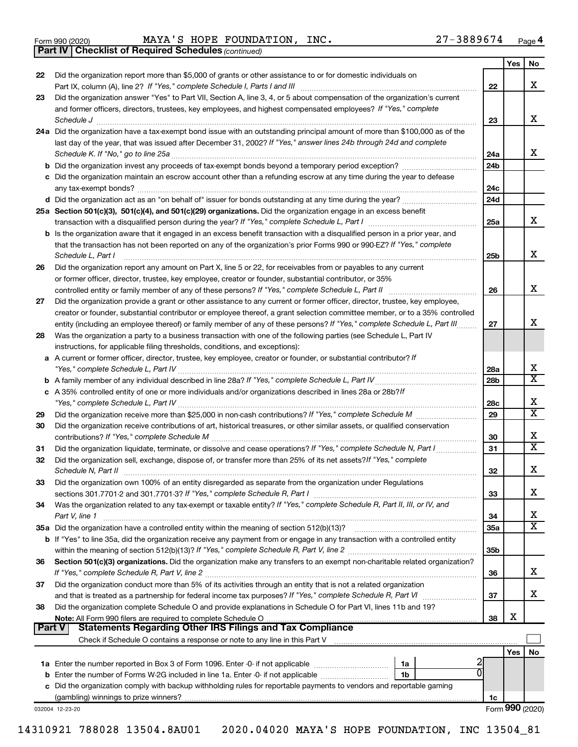Form 990 (2020) MAYA'S HOPE FOUNDATION, INC. 27-3889674 Page 4

**Part IV | Checklist of Required Schedules** *(continued)*

| | | | Yes | No |
|---|---|---|---|---|
| 22 | Did the organization report more than $5,000 of grants or other assistance to or for domestic individuals on Part IX, column (A), line 2? *If "Yes," complete Schedule I, Parts I and III* | 22 | | X |
| 23 | Did the organization answer "Yes" to Part VII, Section A, line 3, 4, or 5 about compensation of the organization's current and former officers, directors, trustees, key employees, and highest compensated employees? *If "Yes," complete Schedule J* | 23 | | X |
| 24a | Did the organization have a tax-exempt bond issue with an outstanding principal amount of more than $100,000 as of the last day of the year, that was issued after December 31, 2002? *If "Yes," answer lines 24b through 24d and complete Schedule K. If "No," go to line 25a* | 24a | | X |
| b | Did the organization invest any proceeds of tax-exempt bonds beyond a temporary period exception? | 24b | | |
| c | Did the organization maintain an escrow account other than a refunding escrow at any time during the year to defease any tax-exempt bonds? | 24c | | |
| d | Did the organization act as an "on behalf of" issuer for bonds outstanding at any time during the year? | 24d | | |
| 25a | **Section 501(c)(3), 501(c)(4), and 501(c)(29) organizations.** Did the organization engage in an excess benefit transaction with a disqualified person during the year? *If "Yes," complete Schedule L, Part I* | 25a | | X |
| b | Is the organization aware that it engaged in an excess benefit transaction with a disqualified person in a prior year, and that the transaction has not been reported on any of the organization's prior Forms 990 or 990-EZ? *If "Yes," complete Schedule L, Part I* | 25b | | X |
| 26 | Did the organization report any amount on Part X, line 5 or 22, for receivables from or payables to any current or former officer, director, trustee, key employee, creator or founder, substantial contributor, or 35% controlled entity or family member of any of these persons? *If "Yes," complete Schedule L, Part II* | 26 | | X |
| 27 | Did the organization provide a grant or other assistance to any current or former officer, director, trustee, key employee, creator or founder, substantial contributor or employee thereof, a grant selection committee member, or to a 35% controlled entity (including an employee thereof) or family member of any of these persons? *If "Yes," complete Schedule L, Part III* | 27 | | X |
| 28 | Was the organization a party to a business transaction with one of the following parties (see Schedule L, Part IV instructions, for applicable filing thresholds, conditions, and exceptions): | | | |
| a | A current or former officer, director, trustee, key employee, creator or founder, or substantial contributor? *If "Yes," complete Schedule L, Part IV* | 28a | | X |
| b | A family member of any individual described in line 28a? *If "Yes," complete Schedule L, Part IV* | 28b | | X |
| c | A 35% controlled entity of one or more individuals and/or organizations described in lines 28a or 28b? *If "Yes," complete Schedule L, Part IV* | 28c | | X |
| 29 | Did the organization receive more than $25,000 in non-cash contributions? *If "Yes," complete Schedule M* | 29 | | X |
| 30 | Did the organization receive contributions of art, historical treasures, or other similar assets, or qualified conservation contributions? *If "Yes," complete Schedule M* | 30 | | X |
| 31 | Did the organization liquidate, terminate, or dissolve and cease operations? *If "Yes," complete Schedule N, Part I* | 31 | | X |
| 32 | Did the organization sell, exchange, dispose of, or transfer more than 25% of its net assets? *If "Yes," complete Schedule N, Part II* | 32 | | X |
| 33 | Did the organization own 100% of an entity disregarded as separate from the organization under Regulations sections 301.7701-2 and 301.7701-3? *If "Yes," complete Schedule R, Part I* | 33 | | X |
| 34 | Was the organization related to any tax-exempt or taxable entity? *If "Yes," complete Schedule R, Part II, III, or IV, and Part V, line 1* | 34 | | X |
| 35a | Did the organization have a controlled entity within the meaning of section 512(b)(13)? | 35a | | X |
| b | If "Yes" to line 35a, did the organization receive any payment from or engage in any transaction with a controlled entity within the meaning of section 512(b)(13)? *If "Yes," complete Schedule R, Part V, line 2* | 35b | | |
| 36 | **Section 501(c)(3) organizations.** Did the organization make any transfers to an exempt non-charitable related organization? *If "Yes," complete Schedule R, Part V, line 2* | 36 | | X |
| 37 | Did the organization conduct more than 5% of its activities through an entity that is not a related organization and that is treated as a partnership for federal income tax purposes? *If "Yes," complete Schedule R, Part VI* | 37 | | X |
| 38 | Did the organization complete Schedule O and provide explanations in Schedule O for Part VI, lines 11b and 19? **Note:** All Form 990 filers are required to complete Schedule O | 38 | X | |

**Part V | Statements Regarding Other IRS Filings and Tax Compliance**

Check if Schedule O contains a response or note to any line in this Part V ☐

| | | | | | Yes | No |
|---|---|---|---|---|---|---|
| 1a | Enter the number reported in Box 3 of Form 1096. Enter -0- if not applicable | 1a | 2 | | | |
| b | Enter the number of Forms W-2G included in line 1a. Enter -0- if not applicable | 1b | 0 | | | |
| c | Did the organization comply with backup withholding rules for reportable payments to vendors and reportable gaming (gambling) winnings to prize winners? | | | 1c | | |

032004 12-23-20 Form **990** (2020)

14310921 788028 13504.8AU01 2020.04020 MAYA'S HOPE FOUNDATION, INC 13504_81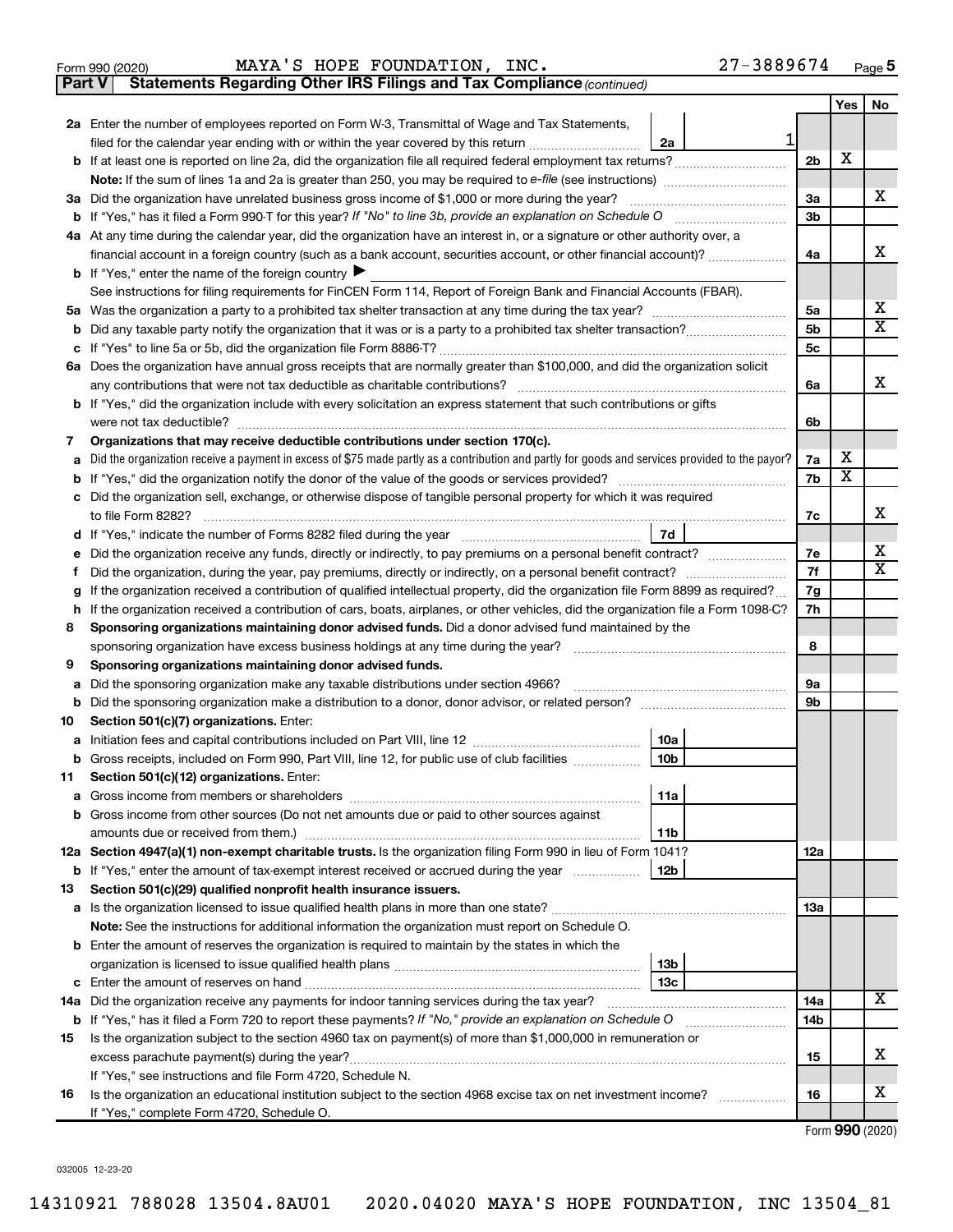Form 990 (2020) MAYA'S HOPE FOUNDATION, INC. 27-3889674 Page **5**

**Part V | Statements Regarding Other IRS Filings and Tax Compliance** *(continued)*

| | | | | | Yes | No |
|---|---|---|---|---|---|---|
| **2a** | Enter the number of employees reported on Form W-3, Transmittal of Wage and Tax Statements, filed for the calendar year ending with or within the year covered by this return | 2a | 1 | | | |
| **b** | If at least one is reported on line 2a, did the organization file all required federal employment tax returns? | | | 2b | X | |
| | **Note:** If the sum of lines 1a and 2a is greater than 250, you may be required to *e-file* (see instructions) | | | | | |
| **3a** | Did the organization have unrelated business gross income of $1,000 or more during the year? | | | 3a | | X |
| **b** | If "Yes," has it filed a Form 990-T for this year? *If "No" to line 3b, provide an explanation on Schedule O* | | | 3b | | |
| **4a** | At any time during the calendar year, did the organization have an interest in, or a signature or other authority over, a financial account in a foreign country (such as a bank account, securities account, or other financial account)? | | | 4a | | X |
| **b** | If "Yes," enter the name of the foreign country ▶ See instructions for filing requirements for FinCEN Form 114, Report of Foreign Bank and Financial Accounts (FBAR). | | | | | |
| **5a** | Was the organization a party to a prohibited tax shelter transaction at any time during the tax year? | | | 5a | | X |
| **b** | Did any taxable party notify the organization that it was or is a party to a prohibited tax shelter transaction? | | | 5b | | X |
| **c** | If "Yes" to line 5a or 5b, did the organization file Form 8886-T? | | | 5c | | |
| **6a** | Does the organization have annual gross receipts that are normally greater than $100,000, and did the organization solicit any contributions that were not tax deductible as charitable contributions? | | | 6a | | X |
| **b** | If "Yes," did the organization include with every solicitation an express statement that such contributions or gifts were not tax deductible? | | | 6b | | |
| **7** | **Organizations that may receive deductible contributions under section 170(c).** | | | | | |
| **a** | Did the organization receive a payment in excess of $75 made partly as a contribution and partly for goods and services provided to the payor? | | | 7a | X | |
| **b** | If "Yes," did the organization notify the donor of the value of the goods or services provided? | | | 7b | X | |
| **c** | Did the organization sell, exchange, or otherwise dispose of tangible personal property for which it was required to file Form 8282? | | | 7c | | X |
| **d** | If "Yes," indicate the number of Forms 8282 filed during the year | 7d | | | | |
| **e** | Did the organization receive any funds, directly or indirectly, to pay premiums on a personal benefit contract? | | | 7e | | X |
| **f** | Did the organization, during the year, pay premiums, directly or indirectly, on a personal benefit contract? | | | 7f | | X |
| **g** | If the organization received a contribution of qualified intellectual property, did the organization file Form 8899 as required? | | | 7g | | |
| **h** | If the organization received a contribution of cars, boats, airplanes, or other vehicles, did the organization file a Form 1098-C? | | | 7h | | |
| **8** | **Sponsoring organizations maintaining donor advised funds.** Did a donor advised fund maintained by the sponsoring organization have excess business holdings at any time during the year? | | | 8 | | |
| **9** | **Sponsoring organizations maintaining donor advised funds.** | | | | | |
| **a** | Did the sponsoring organization make any taxable distributions under section 4966? | | | 9a | | |
| **b** | Did the sponsoring organization make a distribution to a donor, donor advisor, or related person? | | | 9b | | |
| **10** | **Section 501(c)(7) organizations.** Enter: | | | | | |
| **a** | Initiation fees and capital contributions included on Part VIII, line 12 | 10a | | | | |
| **b** | Gross receipts, included on Form 990, Part VIII, line 12, for public use of club facilities | 10b | | | | |
| **11** | **Section 501(c)(12) organizations.** Enter: | | | | | |
| **a** | Gross income from members or shareholders | 11a | | | | |
| **b** | Gross income from other sources (Do not net amounts due or paid to other sources against amounts due or received from them.) | 11b | | | | |
| **12a** | **Section 4947(a)(1) non-exempt charitable trusts.** Is the organization filing Form 990 in lieu of Form 1041? | | | 12a | | |
| **b** | If "Yes," enter the amount of tax-exempt interest received or accrued during the year | 12b | | | | |
| **13** | **Section 501(c)(29) qualified nonprofit health insurance issuers.** | | | | | |
| **a** | Is the organization licensed to issue qualified health plans in more than one state? | | | 13a | | |
| | **Note:** See the instructions for additional information the organization must report on Schedule O. | | | | | |
| **b** | Enter the amount of reserves the organization is required to maintain by the states in which the organization is licensed to issue qualified health plans | 13b | | | | |
| **c** | Enter the amount of reserves on hand | 13c | | | | |
| **14a** | Did the organization receive any payments for indoor tanning services during the tax year? | | | 14a | | X |
| **b** | If "Yes," has it filed a Form 720 to report these payments? *If "No," provide an explanation on Schedule O* | | | 14b | | |
| **15** | Is the organization subject to the section 4960 tax on payment(s) of more than $1,000,000 in remuneration or excess parachute payment(s) during the year? If "Yes," see instructions and file Form 4720, Schedule N. | | | 15 | | X |
| **16** | Is the organization an educational institution subject to the section 4968 excise tax on net investment income? If "Yes," complete Form 4720, Schedule O. | | | 16 | | X |

Form **990** (2020)

032005 12-23-20

14310921 788028 13504.8AU01 2020.04020 MAYA'S HOPE FOUNDATION, INC 13504_81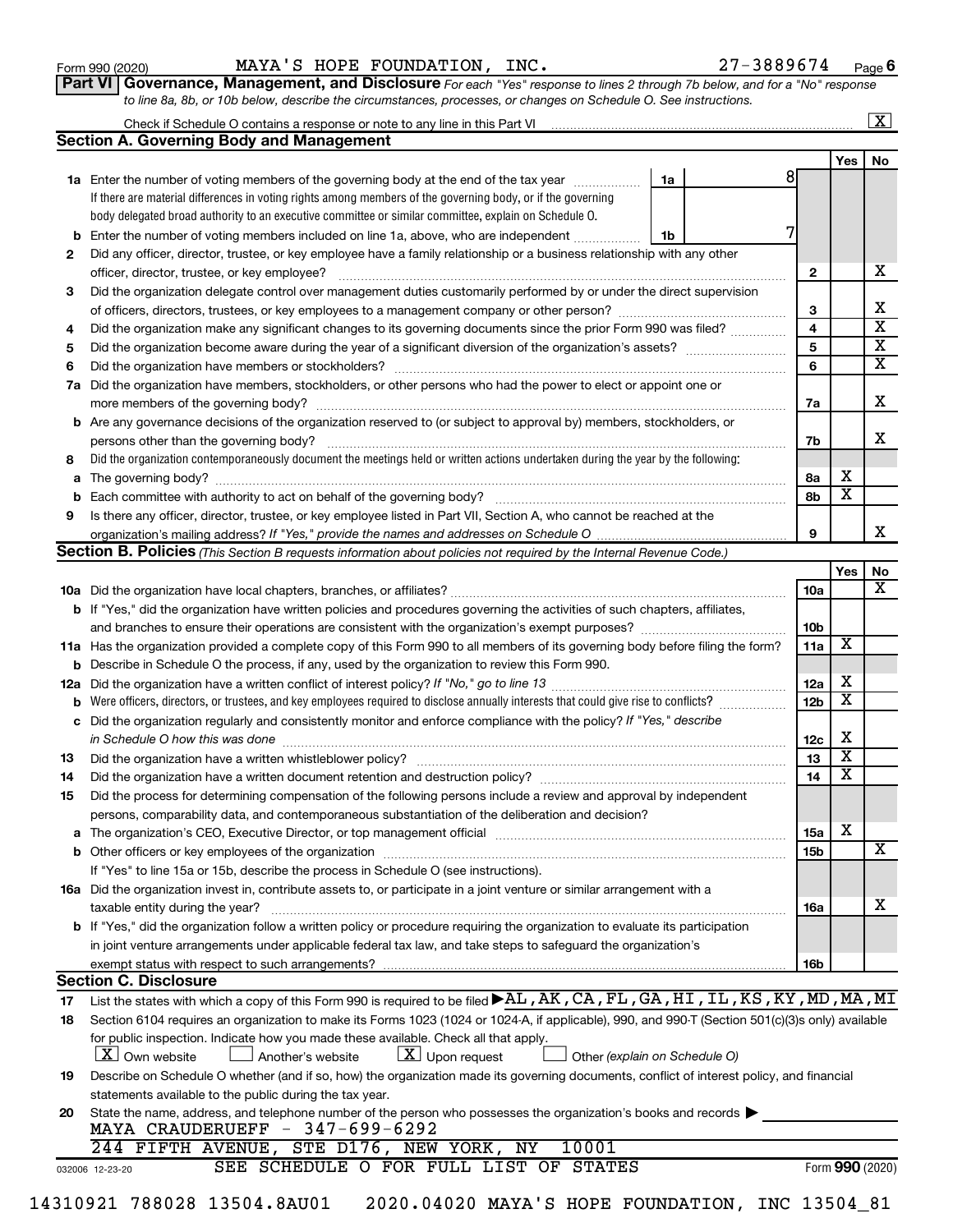Form 990 (2020) MAYA'S HOPE FOUNDATION, INC. 27-3889674 Page 6

**Part VI Governance, Management, and Disclosure** *For each "Yes" response to lines 2 through 7b below, and for a "No" response to line 8a, 8b, or 10b below, describe the circumstances, processes, or changes on Schedule O. See instructions.*

Check if Schedule O contains a response or note to any line in this Part VI ..... [X]

## Section A. Governing Body and Management

| | | | Yes | No |
|---|---|---|---|---|
| **1a** | Enter the number of voting members of the governing body at the end of the tax year ..... **1a** 8 <br> If there are material differences in voting rights among members of the governing body, or if the governing body delegated broad authority to an executive committee or similar committee, explain on Schedule O. | | | |
| **b** | Enter the number of voting members included on line 1a, above, who are independent ..... **1b** 7 | | | |
| **2** | Did any officer, director, trustee, or key employee have a family relationship or a business relationship with any other officer, director, trustee, or key employee? | 2 | | X |
| **3** | Did the organization delegate control over management duties customarily performed by or under the direct supervision of officers, directors, trustees, or key employees to a management company or other person? | 3 | | X |
| **4** | Did the organization make any significant changes to its governing documents since the prior Form 990 was filed? | 4 | | X |
| **5** | Did the organization become aware during the year of a significant diversion of the organization's assets? | 5 | | X |
| **6** | Did the organization have members or stockholders? | 6 | | X |
| **7a** | Did the organization have members, stockholders, or other persons who had the power to elect or appoint one or more members of the governing body? | 7a | | X |
| **b** | Are any governance decisions of the organization reserved to (or subject to approval by) members, stockholders, or persons other than the governing body? | 7b | | X |
| **8** | Did the organization contemporaneously document the meetings held or written actions undertaken during the year by the following: | | | |
| **a** | The governing body? | 8a | X | |
| **b** | Each committee with authority to act on behalf of the governing body? | 8b | X | |
| **9** | Is there any officer, director, trustee, or key employee listed in Part VII, Section A, who cannot be reached at the organization's mailing address? *If "Yes," provide the names and addresses on Schedule O* | 9 | | X |

## Section B. Policies *(This Section B requests information about policies not required by the Internal Revenue Code.)*

| | | | Yes | No |
|---|---|---|---|---|
| **10a** | Did the organization have local chapters, branches, or affiliates? | 10a | | X |
| **b** | If "Yes," did the organization have written policies and procedures governing the activities of such chapters, affiliates, and branches to ensure their operations are consistent with the organization's exempt purposes? | 10b | | |
| **11a** | Has the organization provided a complete copy of this Form 990 to all members of its governing body before filing the form? | 11a | X | |
| **b** | Describe in Schedule O the process, if any, used by the organization to review this Form 990. | | | |
| **12a** | Did the organization have a written conflict of interest policy? *If "No," go to line 13* | 12a | X | |
| **b** | Were officers, directors, or trustees, and key employees required to disclose annually interests that could give rise to conflicts? | 12b | X | |
| **c** | Did the organization regularly and consistently monitor and enforce compliance with the policy? *If "Yes," describe in Schedule O how this was done* | 12c | X | |
| **13** | Did the organization have a written whistleblower policy? | 13 | X | |
| **14** | Did the organization have a written document retention and destruction policy? | 14 | X | |
| **15** | Did the process for determining compensation of the following persons include a review and approval by independent persons, comparability data, and contemporaneous substantiation of the deliberation and decision? | | | |
| **a** | The organization's CEO, Executive Director, or top management official | 15a | X | |
| **b** | Other officers or key employees of the organization <br> If "Yes" to line 15a or 15b, describe the process in Schedule O (see instructions). | 15b | | X |
| **16a** | Did the organization invest in, contribute assets to, or participate in a joint venture or similar arrangement with a taxable entity during the year? | 16a | | X |
| **b** | If "Yes," did the organization follow a written policy or procedure requiring the organization to evaluate its participation in joint venture arrangements under applicable federal tax law, and take steps to safeguard the organization's exempt status with respect to such arrangements? | 16b | | |

## Section C. Disclosure

**17** List the states with which a copy of this Form 990 is required to be filed ▶ AL, AK, CA, FL, GA, HI, IL, KS, KY, MD, MA, MI

**18** Section 6104 requires an organization to make its Forms 1023 (1024 or 1024-A, if applicable), 990, and 990-T (Section 501(c)(3)s only) available for public inspection. Indicate how you made these available. Check all that apply.

[X] Own website [ ] Another's website [X] Upon request [ ] Other *(explain on Schedule O)*

**19** Describe on Schedule O whether (and if so, how) the organization made its governing documents, conflict of interest policy, and financial statements available to the public during the tax year.

**20** State the name, address, and telephone number of the person who possesses the organization's books and records ▶

MAYA CRAUDERUEFF - 347-699-6292
244 FIFTH AVENUE, STE D176, NEW YORK, NY 10001

SEE SCHEDULE O FOR FULL LIST OF STATES

032006 12-23-20 Form **990** (2020)

14310921 788028 13504.8AU01 2020.04020 MAYA'S HOPE FOUNDATION, INC 13504_81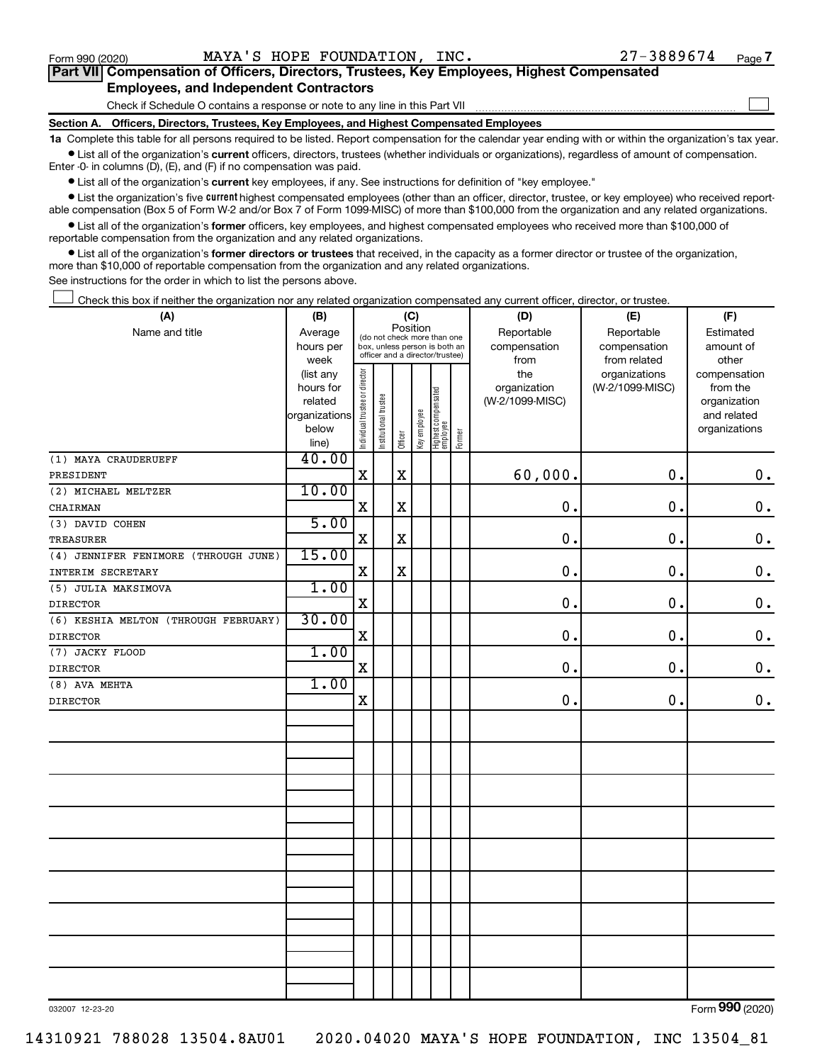Form 990 (2020) MAYA'S HOPE FOUNDATION, INC. 27-3889674 Page 7

**Part VII Compensation of Officers, Directors, Trustees, Key Employees, Highest Compensated Employees, and Independent Contractors**

Check if Schedule O contains a response or note to any line in this Part VII ☐

**Section A. Officers, Directors, Trustees, Key Employees, and Highest Compensated Employees**

**1a** Complete this table for all persons required to be listed. Report compensation for the calendar year ending with or within the organization's tax year.

- List all of the organization's **current** officers, directors, trustees (whether individuals or organizations), regardless of amount of compensation. Enter -0- in columns (D), (E), and (F) if no compensation was paid.
- List all of the organization's **current** key employees, if any. See instructions for definition of "key employee."
- List the organization's five **current** highest compensated employees (other than an officer, director, trustee, or key employee) who received reportable compensation (Box 5 of Form W-2 and/or Box 7 of Form 1099-MISC) of more than $100,000 from the organization and any related organizations.
- List all of the organization's **former** officers, key employees, and highest compensated employees who received more than $100,000 of reportable compensation from the organization and any related organizations.
- List all of the organization's **former directors or trustees** that received, in the capacity as a former director or trustee of the organization, more than $10,000 of reportable compensation from the organization and any related organizations.

See instructions for the order in which to list the persons above.

☐ Check this box if neither the organization nor any related organization compensated any current officer, director, or trustee.

| (A) Name and title | (B) Average hours per week (list any hours for related organizations below line) | (C) Position: Individual trustee or director | Institutional trustee | Officer | Key employee | Highest compensated employee | Former | (D) Reportable compensation from the organization (W-2/1099-MISC) | (E) Reportable compensation from related organizations (W-2/1099-MISC) | (F) Estimated amount of other compensation from the organization and related organizations |
|---|---|---|---|---|---|---|---|---|---|---|
| (1) MAYA CRAUDERUEFF<br>PRESIDENT | 40.00 | X | | X | | | | 60,000. | 0. | 0. |
| (2) MICHAEL MELTZER<br>CHAIRMAN | 10.00 | X | | X | | | | 0. | 0. | 0. |
| (3) DAVID COHEN<br>TREASURER | 5.00 | X | | X | | | | 0. | 0. | 0. |
| (4) JENNIFER FENIMORE (THROUGH JUNE)<br>INTERIM SECRETARY | 15.00 | X | | X | | | | 0. | 0. | 0. |
| (5) JULIA MAKSIMOVA<br>DIRECTOR | 1.00 | X | | | | | | 0. | 0. | 0. |
| (6) KESHIA MELTON (THROUGH FEBRUARY)<br>DIRECTOR | 30.00 | X | | | | | | 0. | 0. | 0. |
| (7) JACKY FLOOD<br>DIRECTOR | 1.00 | X | | | | | | 0. | 0. | 0. |
| (8) AVA MEHTA<br>DIRECTOR | 1.00 | X | | | | | | 0. | 0. | 0. |

032007 12-23-20 Form 990 (2020)

14310921 788028 13504.8AU01 2020.04020 MAYA'S HOPE FOUNDATION, INC 13504_81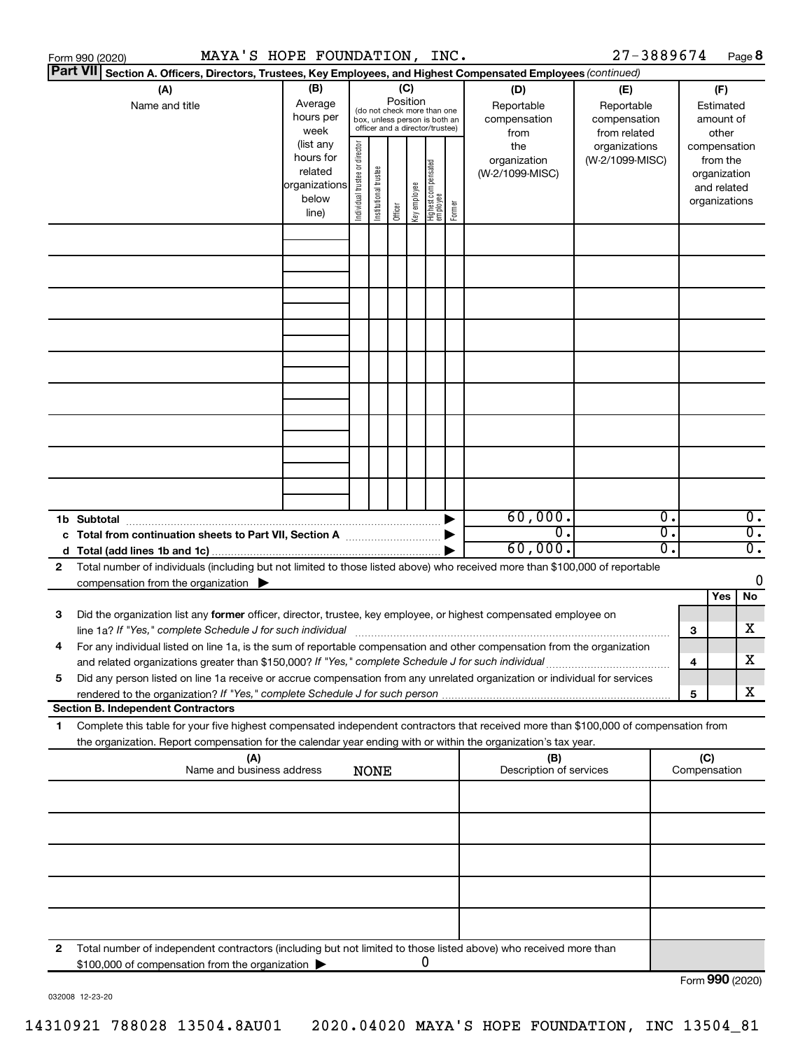Form 990 (2020) MAYA'S HOPE FOUNDATION, INC. 27-3889674 Page 8

**Part VII** **Section A. Officers, Directors, Trustees, Key Employees, and Highest Compensated Employees** *(continued)*

| (A) Name and title | (B) Average hours per week (list any hours for related organizations below line) | (C) Position (do not check more than one box, unless person is both an officer and a director/trustee) Individual trustee or director | Institutional trustee | Officer | Key employee | Highest compensated employee | Former | (D) Reportable compensation from the organization (W-2/1099-MISC) | (E) Reportable compensation from related organizations (W-2/1099-MISC) | (F) Estimated amount of other compensation from the organization and related organizations |
|---|---|---|---|---|---|---|---|---|---|---|
| | | | | | | | | | | |
| | | | | | | | | | | |
| | | | | | | | | | | |
| | | | | | | | | | | |
| | | | | | | | | | | |
| | | | | | | | | | | |
| | | | | | | | | | | |
| | | | | | | | | | | |
| | | | | | | | | | | |
| **1b Subtotal** | | | | | | | | 60,000. | 0. | 0. |
| **c Total from continuation sheets to Part VII, Section A** | | | | | | | | 0. | 0. | 0. |
| **d Total (add lines 1b and 1c)** | | | | | | | | 60,000. | 0. | 0. |

**2** Total number of individuals (including but not limited to those listed above) who received more than $100,000 of reportable compensation from the organization ▶ 0

| | | Yes | No |
|---|---|---|---|
| **3** Did the organization list any **former** officer, director, trustee, key employee, or highest compensated employee on line 1a? *If "Yes," complete Schedule J for such individual* | 3 | | X |
| **4** For any individual listed on line 1a, is the sum of reportable compensation and other compensation from the organization and related organizations greater than $150,000? *If "Yes," complete Schedule J for such individual* | 4 | | X |
| **5** Did any person listed on line 1a receive or accrue compensation from any unrelated organization or individual for services rendered to the organization? *If "Yes," complete Schedule J for such person* | 5 | | X |

**Section B. Independent Contractors**

**1** Complete this table for your five highest compensated independent contractors that received more than $100,000 of compensation from the organization. Report compensation for the calendar year ending with or within the organization's tax year.

| (A) Name and business address | (B) Description of services | (C) Compensation |
|---|---|---|
| NONE | | |
| | | |
| | | |
| | | |
| | | |
| | | |

**2** Total number of independent contractors (including but not limited to those listed above) who received more than $100,000 of compensation from the organization ▶ 0

Form **990** (2020)

032008 12-23-20

14310921 788028 13504.8AU01 2020.04020 MAYA'S HOPE FOUNDATION, INC 13504_81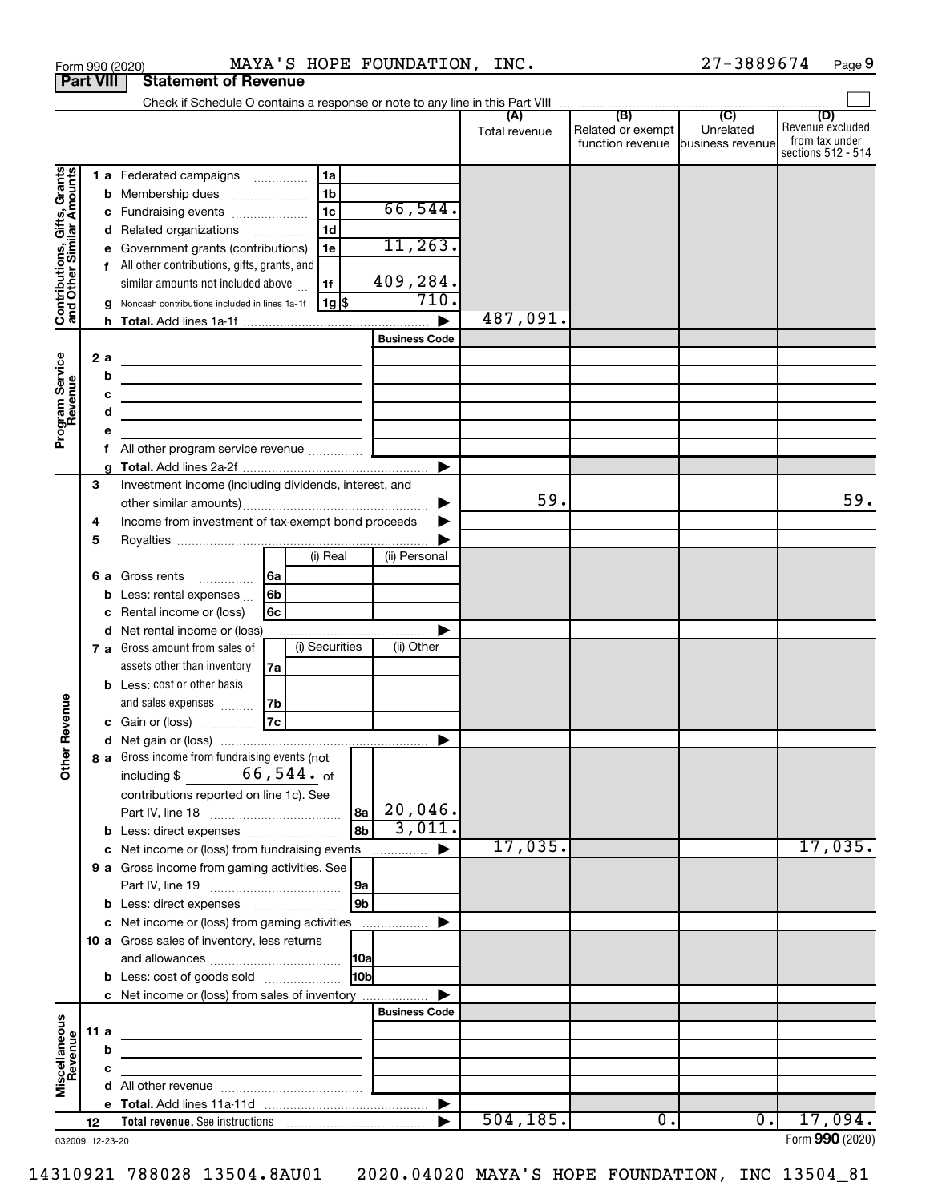Form 990 (2020) MAYA'S HOPE FOUNDATION, INC. 27-3889674 Page 9

**Part VIII Statement of Revenue**

Check if Schedule O contains a response or note to any line in this Part VIII

| | | | (A) Total revenue | (B) Related or exempt function revenue | (C) Unrelated business revenue | (D) Revenue excluded from tax under sections 512 - 514 |
|---|---|---|---|---|---|---|
| **Contributions, Gifts, Grants and Other Similar Amounts** | 1 a Federated campaigns | 1a | | | | |
| | b Membership dues | 1b | | | | |
| | c Fundraising events | 1c 66,544. | | | | |
| | d Related organizations | 1d | | | | |
| | e Government grants (contributions) | 1e 11,263. | | | | |
| | f All other contributions, gifts, grants, and similar amounts not included above | 1f 409,284. | | | | |
| | g Noncash contributions included in lines 1a-1f | 1g $ 710. | | | | |
| | h Total. Add lines 1a-1f | ▶ | 487,091. | | | |
| **Program Service Revenue** | | Business Code | | | | |
| | 2 a | | | | | |
| | b | | | | | |
| | c | | | | | |
| | d | | | | | |
| | e | | | | | |
| | f All other program service revenue | | | | | |
| | g Total. Add lines 2a-2f | ▶ | | | | |
| **Other Revenue** | 3 Investment income (including dividends, interest, and other similar amounts) | ▶ | 59. | | | 59. |
| | 4 Income from investment of tax-exempt bond proceeds | ▶ | | | | |
| | 5 Royalties | ▶ | | | | |
| | | (i) Real / (ii) Personal | | | | |
| | 6 a Gross rents | 6a | | | | |
| | b Less: rental expenses | 6b | | | | |
| | c Rental income or (loss) | 6c | | | | |
| | d Net rental income or (loss) | ▶ | | | | |
| | | (i) Securities / (ii) Other | | | | |
| | 7 a Gross amount from sales of assets other than inventory | 7a | | | | |
| | b Less: cost or other basis and sales expenses | 7b | | | | |
| | c Gain or (loss) | 7c | | | | |
| | d Net gain or (loss) | ▶ | | | | |
| | 8 a Gross income from fundraising events (not including $ 66,544. of contributions reported on line 1c). See Part IV, line 18 | 8a 20,046. | | | | |
| | b Less: direct expenses | 8b 3,011. | | | | |
| | c Net income or (loss) from fundraising events | ▶ | 17,035. | | | 17,035. |
| | 9 a Gross income from gaming activities. See Part IV, line 19 | 9a | | | | |
| | b Less: direct expenses | 9b | | | | |
| | c Net income or (loss) from gaming activities | ▶ | | | | |
| | 10 a Gross sales of inventory, less returns and allowances | 10a | | | | |
| | b Less: cost of goods sold | 10b | | | | |
| | c Net income or (loss) from sales of inventory | ▶ | | | | |
| **Miscellaneous Revenue** | | Business Code | | | | |
| | 11 a | | | | | |
| | b | | | | | |
| | c | | | | | |
| | d All other revenue | | | | | |
| | e Total. Add lines 11a-11d | ▶ | | | | |
| | 12 Total revenue. See instructions | ▶ | 504,185. | 0. | 0. | 17,094. |

032009 12-23-20 Form **990** (2020)

14310921 788028 13504.8AU01 2020.04020 MAYA'S HOPE FOUNDATION, INC 13504_81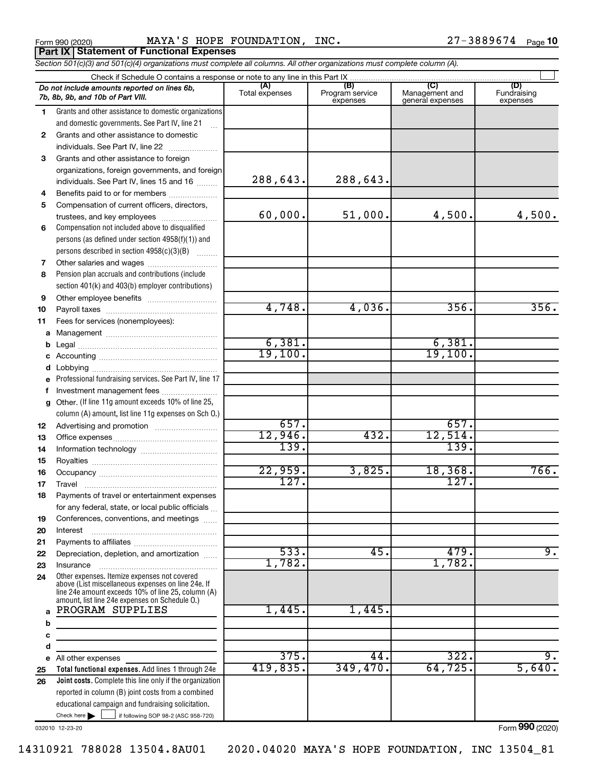Form 990 (2020) MAYA'S HOPE FOUNDATION, INC. 27-3889674 Page 10

**Part IX Statement of Functional Expenses**

*Section 501(c)(3) and 501(c)(4) organizations must complete all columns. All other organizations must complete column (A).*

Check if Schedule O contains a response or note to any line in this Part IX ☐

| | *Do not include amounts reported on lines 6b, 7b, 8b, 9b, and 10b of Part VIII.* | (A) Total expenses | (B) Program service expenses | (C) Management and general expenses | (D) Fundraising expenses |
|---|---|---|---|---|---|
| 1 | Grants and other assistance to domestic organizations and domestic governments. See Part IV, line 21 | | | | |
| 2 | Grants and other assistance to domestic individuals. See Part IV, line 22 | | | | |
| 3 | Grants and other assistance to foreign organizations, foreign governments, and foreign individuals. See Part IV, lines 15 and 16 | 288,643. | 288,643. | | |
| 4 | Benefits paid to or for members | | | | |
| 5 | Compensation of current officers, directors, trustees, and key employees | 60,000. | 51,000. | 4,500. | 4,500. |
| 6 | Compensation not included above to disqualified persons (as defined under section 4958(f)(1)) and persons described in section 4958(c)(3)(B) | | | | |
| 7 | Other salaries and wages | | | | |
| 8 | Pension plan accruals and contributions (include section 401(k) and 403(b) employer contributions) | | | | |
| 9 | Other employee benefits | | | | |
| 10 | Payroll taxes | 4,748. | 4,036. | 356. | 356. |
| 11 | Fees for services (nonemployees): | | | | |
| a | Management | | | | |
| b | Legal | 6,381. | | 6,381. | |
| c | Accounting | 19,100. | | 19,100. | |
| d | Lobbying | | | | |
| e | Professional fundraising services. See Part IV, line 17 | | | | |
| f | Investment management fees | | | | |
| g | Other. (If line 11g amount exceeds 10% of line 25, column (A) amount, list line 11g expenses on Sch O.) | | | | |
| 12 | Advertising and promotion | 657. | | 657. | |
| 13 | Office expenses | 12,946. | 432. | 12,514. | |
| 14 | Information technology | 139. | | 139. | |
| 15 | Royalties | | | | |
| 16 | Occupancy | 22,959. | 3,825. | 18,368. | 766. |
| 17 | Travel | 127. | | 127. | |
| 18 | Payments of travel or entertainment expenses for any federal, state, or local public officials | | | | |
| 19 | Conferences, conventions, and meetings | | | | |
| 20 | Interest | | | | |
| 21 | Payments to affiliates | | | | |
| 22 | Depreciation, depletion, and amortization | 533. | 45. | 479. | 9. |
| 23 | Insurance | 1,782. | | 1,782. | |
| 24 | Other expenses. Itemize expenses not covered above (List miscellaneous expenses on line 24e. If line 24e amount exceeds 10% of line 25, column (A) amount, list line 24e expenses on Schedule O.) | | | | |
| a | PROGRAM SUPPLIES | 1,445. | 1,445. | | |
| b | | | | | |
| c | | | | | |
| d | | | | | |
| e | All other expenses | 375. | 44. | 322. | 9. |
| 25 | **Total functional expenses.** Add lines 1 through 24e | 419,835. | 349,470. | 64,725. | 5,640. |
| 26 | **Joint costs.** Complete this line only if the organization reported in column (B) joint costs from a combined educational campaign and fundraising solicitation. Check here ☐ if following SOP 98-2 (ASC 958-720) | | | | |

032010 12-23-20

Form 990 (2020)

14310921 788028 13504.8AU01 2020.04020 MAYA'S HOPE FOUNDATION, INC 13504_81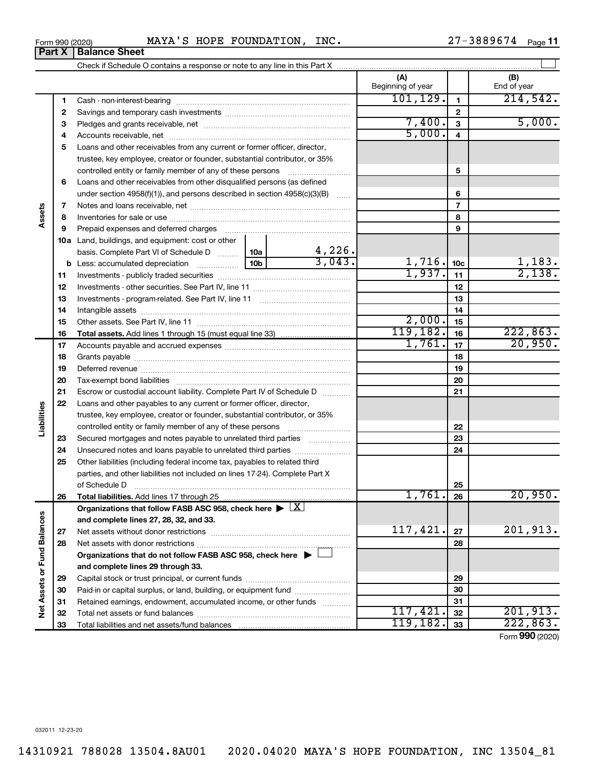Form 990 (2020) MAYA'S HOPE FOUNDATION, INC. 27-3889674 Page 11

**Part X Balance Sheet**

Check if Schedule O contains a response or note to any line in this Part X

| | | | (A) Beginning of year | | (B) End of year |
|---|---|---|---|---|---|
| Assets | 1 | Cash - non-interest-bearing | 101,129. | 1 | 214,542. |
| | 2 | Savings and temporary cash investments | | 2 | |
| | 3 | Pledges and grants receivable, net | 7,400. | 3 | 5,000. |
| | 4 | Accounts receivable, net | 5,000. | 4 | |
| | 5 | Loans and other receivables from any current or former officer, director, trustee, key employee, creator or founder, substantial contributor, or 35% controlled entity or family member of any of these persons | | 5 | |
| | 6 | Loans and other receivables from other disqualified persons (as defined under section 4958(f)(1)), and persons described in section 4958(c)(3)(B) | | 6 | |
| | 7 | Notes and loans receivable, net | | 7 | |
| | 8 | Inventories for sale or use | | 8 | |
| | 9 | Prepaid expenses and deferred charges | | 9 | |
| | 10a | Land, buildings, and equipment: cost or other basis. Complete Part VI of Schedule D 10a 4,226. | | | |
| | b | Less: accumulated depreciation 10b 3,043. | 1,716. | 10c | 1,183. |
| | 11 | Investments - publicly traded securities | 1,937. | 11 | 2,138. |
| | 12 | Investments - other securities. See Part IV, line 11 | | 12 | |
| | 13 | Investments - program-related. See Part IV, line 11 | | 13 | |
| | 14 | Intangible assets | | 14 | |
| | 15 | Other assets. See Part IV, line 11 | 2,000. | 15 | |
| | 16 | **Total assets.** Add lines 1 through 15 (must equal line 33) | 119,182. | 16 | 222,863. |
| Liabilities | 17 | Accounts payable and accrued expenses | 1,761. | 17 | 20,950. |
| | 18 | Grants payable | | 18 | |
| | 19 | Deferred revenue | | 19 | |
| | 20 | Tax-exempt bond liabilities | | 20 | |
| | 21 | Escrow or custodial account liability. Complete Part IV of Schedule D | | 21 | |
| | 22 | Loans and other payables to any current or former officer, director, trustee, key employee, creator or founder, substantial contributor, or 35% controlled entity or family member of any of these persons | | 22 | |
| | 23 | Secured mortgages and notes payable to unrelated third parties | | 23 | |
| | 24 | Unsecured notes and loans payable to unrelated third parties | | 24 | |
| | 25 | Other liabilities (including federal income tax, payables to related third parties, and other liabilities not included on lines 17-24). Complete Part X of Schedule D | | 25 | |
| | 26 | **Total liabilities.** Add lines 17 through 25 | 1,761. | 26 | 20,950. |
| Net Assets or Fund Balances | | **Organizations that follow FASB ASC 958, check here ▶ [X] and complete lines 27, 28, 32, and 33.** | | | |
| | 27 | Net assets without donor restrictions | 117,421. | 27 | 201,913. |
| | 28 | Net assets with donor restrictions | | 28 | |
| | | **Organizations that do not follow FASB ASC 958, check here ▶ [ ] and complete lines 29 through 33.** | | | |
| | 29 | Capital stock or trust principal, or current funds | | 29 | |
| | 30 | Paid-in or capital surplus, or land, building, or equipment fund | | 30 | |
| | 31 | Retained earnings, endowment, accumulated income, or other funds | | 31 | |
| | 32 | Total net assets or fund balances | 117,421. | 32 | 201,913. |
| | 33 | Total liabilities and net assets/fund balances | 119,182. | 33 | 222,863. |

Form **990** (2020)

032011 12-23-20

14310921 788028 13504.8AU01 2020.04020 MAYA'S HOPE FOUNDATION, INC 13504_81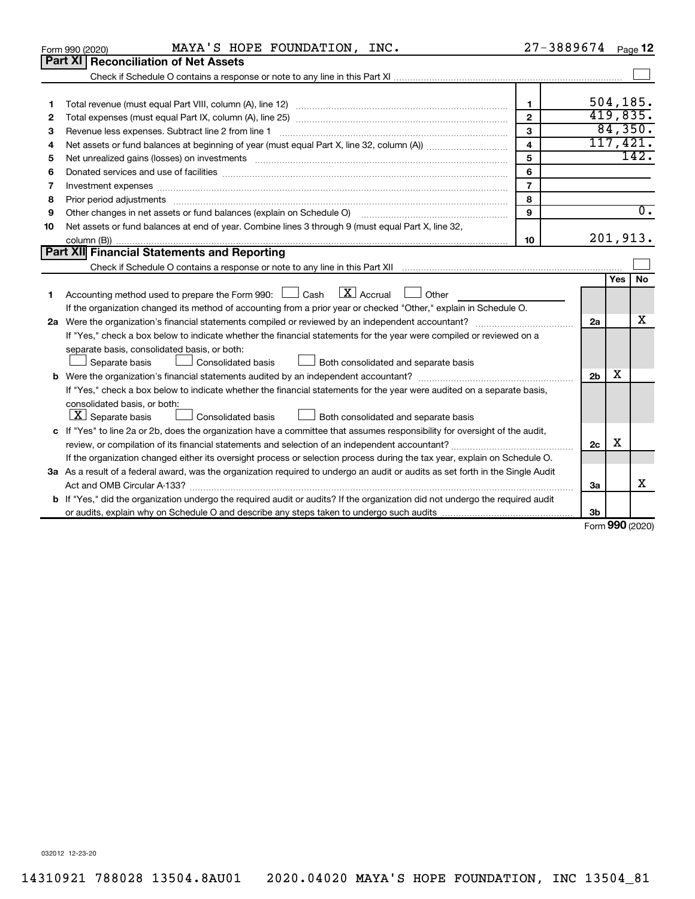Form 990 (2020) MAYA'S HOPE FOUNDATION, INC. 27-3889674 Page 12

## Part XI Reconciliation of Net Assets

Check if Schedule O contains a response or note to any line in this Part XI ☐

| | | | |
|---|---|---|---|
| 1 | Total revenue (must equal Part VIII, column (A), line 12) | 1 | 504,185. |
| 2 | Total expenses (must equal Part IX, column (A), line 25) | 2 | 419,835. |
| 3 | Revenue less expenses. Subtract line 2 from line 1 | 3 | 84,350. |
| 4 | Net assets or fund balances at beginning of year (must equal Part X, line 32, column (A)) | 4 | 117,421. |
| 5 | Net unrealized gains (losses) on investments | 5 | 142. |
| 6 | Donated services and use of facilities | 6 | |
| 7 | Investment expenses | 7 | |
| 8 | Prior period adjustments | 8 | |
| 9 | Other changes in net assets or fund balances (explain on Schedule O) | 9 | 0. |
| 10 | Net assets or fund balances at end of year. Combine lines 3 through 9 (must equal Part X, line 32, column (B)) | 10 | 201,913. |

## Part XII Financial Statements and Reporting

Check if Schedule O contains a response or note to any line in this Part XII ☐

| | | | Yes | No |
|---|---|---|---|---|
| 1 | Accounting method used to prepare the Form 990: ☐ Cash ☒ Accrual ☐ Other<br>If the organization changed its method of accounting from a prior year or checked "Other," explain in Schedule O. | | | |
| 2a | Were the organization's financial statements compiled or reviewed by an independent accountant?<br>If "Yes," check a box below to indicate whether the financial statements for the year were compiled or reviewed on a separate basis, consolidated basis, or both:<br>☐ Separate basis ☐ Consolidated basis ☐ Both consolidated and separate basis | 2a | | X |
| b | Were the organization's financial statements audited by an independent accountant?<br>If "Yes," check a box below to indicate whether the financial statements for the year were audited on a separate basis, consolidated basis, or both:<br>☒ Separate basis ☐ Consolidated basis ☐ Both consolidated and separate basis | 2b | X | |
| c | If "Yes" to line 2a or 2b, does the organization have a committee that assumes responsibility for oversight of the audit, review, or compilation of its financial statements and selection of an independent accountant?<br>If the organization changed either its oversight process or selection process during the tax year, explain on Schedule O. | 2c | X | |
| 3a | As a result of a federal award, was the organization required to undergo an audit or audits as set forth in the Single Audit Act and OMB Circular A-133? | 3a | | X |
| b | If "Yes," did the organization undergo the required audit or audits? If the organization did not undergo the required audit or audits, explain why on Schedule O and describe any steps taken to undergo such audits | 3b | | |

Form 990 (2020)

032012 12-23-20

14310921 788028 13504.8AU01 2020.04020 MAYA'S HOPE FOUNDATION, INC 13504_81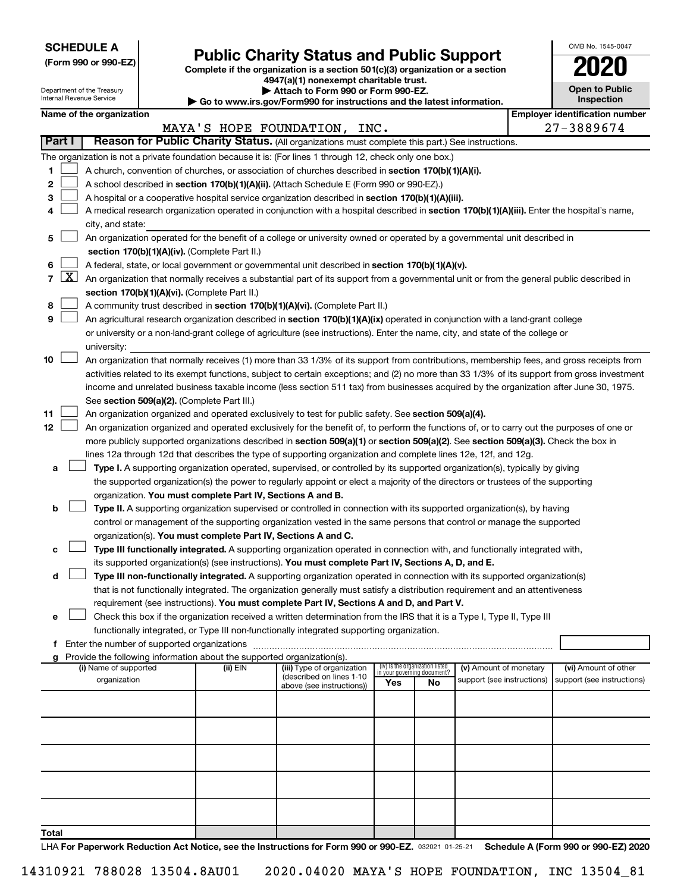**SCHEDULE A**
**(Form 990 or 990-EZ)**

Department of the Treasury
Internal Revenue Service

# Public Charity Status and Public Support

**Complete if the organization is a section 501(c)(3) organization or a section 4947(a)(1) nonexempt charitable trust.**
**▶ Attach to Form 990 or Form 990-EZ.**
**▶ Go to www.irs.gov/Form990 for instructions and the latest information.**

OMB No. 1545-0047
**2020**
**Open to Public Inspection**

**Name of the organization:** MAYA'S HOPE FOUNDATION, INC.
**Employer identification number:** 27-3889674

**Part I** **Reason for Public Charity Status.** (All organizations must complete this part.) See instructions.

The organization is not a private foundation because it is: (For lines 1 through 12, check only one box.)

1 [ ] A church, convention of churches, or association of churches described in **section 170(b)(1)(A)(i).**

2 [ ] A school described in **section 170(b)(1)(A)(ii).** (Attach Schedule E (Form 990 or 990-EZ).)

3 [ ] A hospital or a cooperative hospital service organization described in **section 170(b)(1)(A)(iii).**

4 [ ] A medical research organization operated in conjunction with a hospital described in **section 170(b)(1)(A)(iii).** Enter the hospital's name, city, and state:

5 [ ] An organization operated for the benefit of a college or university owned or operated by a governmental unit described in **section 170(b)(1)(A)(iv).** (Complete Part II.)

6 [ ] A federal, state, or local government or governmental unit described in **section 170(b)(1)(A)(v).**

7 [X] An organization that normally receives a substantial part of its support from a governmental unit or from the general public described in **section 170(b)(1)(A)(vi).** (Complete Part II.)

8 [ ] A community trust described in **section 170(b)(1)(A)(vi).** (Complete Part II.)

9 [ ] An agricultural research organization described in **section 170(b)(1)(A)(ix)** operated in conjunction with a land-grant college or university or a non-land-grant college of agriculture (see instructions). Enter the name, city, and state of the college or university:

10 [ ] An organization that normally receives (1) more than 33 1/3% of its support from contributions, membership fees, and gross receipts from activities related to its exempt functions, subject to certain exceptions; and (2) no more than 33 1/3% of its support from gross investment income and unrelated business taxable income (less section 511 tax) from businesses acquired by the organization after June 30, 1975. See **section 509(a)(2).** (Complete Part III.)

11 [ ] An organization organized and operated exclusively to test for public safety. See **section 509(a)(4).**

12 [ ] An organization organized and operated exclusively for the benefit of, to perform the functions of, or to carry out the purposes of one or more publicly supported organizations described in **section 509(a)(1)** or **section 509(a)(2).** See **section 509(a)(3).** Check the box in lines 12a through 12d that describes the type of supporting organization and complete lines 12e, 12f, and 12g.

a [ ] **Type I.** A supporting organization operated, supervised, or controlled by its supported organization(s), typically by giving the supported organization(s) the power to regularly appoint or elect a majority of the directors or trustees of the supporting organization. **You must complete Part IV, Sections A and B.**

b [ ] **Type II.** A supporting organization supervised or controlled in connection with its supported organization(s), by having control or management of the supporting organization vested in the same persons that control or manage the supported organization(s). **You must complete Part IV, Sections A and C.**

c [ ] **Type III functionally integrated.** A supporting organization operated in connection with, and functionally integrated with, its supported organization(s) (see instructions). **You must complete Part IV, Sections A, D, and E.**

d [ ] **Type III non-functionally integrated.** A supporting organization operated in connection with its supported organization(s) that is not functionally integrated. The organization generally must satisfy a distribution requirement and an attentiveness requirement (see instructions). **You must complete Part IV, Sections A and D, and Part V.**

e [ ] Check this box if the organization received a written determination from the IRS that it is a Type I, Type II, Type III functionally integrated, or Type III non-functionally integrated supporting organization.

f Enter the number of supported organizations

g Provide the following information about the supported organization(s).

| (i) Name of supported organization | (ii) EIN | (iii) Type of organization (described on lines 1-10 above (see instructions)) | (iv) Is the organization listed in your governing document? Yes | No | (v) Amount of monetary support (see instructions) | (vi) Amount of other support (see instructions) |
|---|---|---|---|---|---|---|
| | | | | | | |
| | | | | | | |
| | | | | | | |
| | | | | | | |
| | | | | | | |
| **Total** | | | | | | |

LHA **For Paperwork Reduction Act Notice, see the Instructions for Form 990 or 990-EZ.** 032021 01-25-21 **Schedule A (Form 990 or 990-EZ) 2020**

14310921 788028 13504.8AU01 2020.04020 MAYA'S HOPE FOUNDATION, INC 13504_81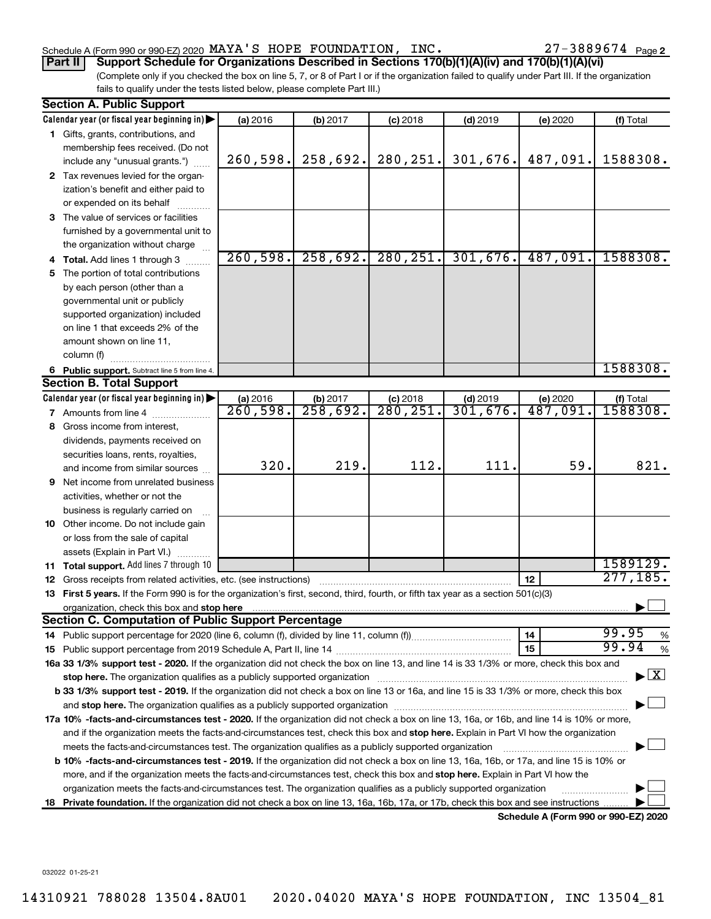Schedule A (Form 990 or 990-EZ) 2020 MAYA'S HOPE FOUNDATION, INC. 27-3889674 Page 2

**Part II** **Support Schedule for Organizations Described in Sections 170(b)(1)(A)(iv) and 170(b)(1)(A)(vi)**

(Complete only if you checked the box on line 5, 7, or 8 of Part I or if the organization failed to qualify under Part III. If the organization fails to qualify under the tests listed below, please complete Part III.)

**Section A. Public Support**

| Calendar year (or fiscal year beginning in) | (a) 2016 | (b) 2017 | (c) 2018 | (d) 2019 | (e) 2020 | (f) Total |
|---|---|---|---|---|---|---|
| 1 Gifts, grants, contributions, and membership fees received. (Do not include any "unusual grants.") | 260,598. | 258,692. | 280,251. | 301,676. | 487,091. | 1588308. |
| 2 Tax revenues levied for the organization's benefit and either paid to or expended on its behalf | | | | | | |
| 3 The value of services or facilities furnished by a governmental unit to the organization without charge | | | | | | |
| 4 Total. Add lines 1 through 3 | 260,598. | 258,692. | 280,251. | 301,676. | 487,091. | 1588308. |
| 5 The portion of total contributions by each person (other than a governmental unit or publicly supported organization) included on line 1 that exceeds 2% of the amount shown on line 11, column (f) | | | | | | |
| 6 Public support. Subtract line 5 from line 4. | | | | | | 1588308. |

**Section B. Total Support**

| Calendar year (or fiscal year beginning in) | (a) 2016 | (b) 2017 | (c) 2018 | (d) 2019 | (e) 2020 | (f) Total |
|---|---|---|---|---|---|---|
| 7 Amounts from line 4 | 260,598. | 258,692. | 280,251. | 301,676. | 487,091. | 1588308. |
| 8 Gross income from interest, dividends, payments received on securities loans, rents, royalties, and income from similar sources | 320. | 219. | 112. | 111. | 59. | 821. |
| 9 Net income from unrelated business activities, whether or not the business is regularly carried on | | | | | | |
| 10 Other income. Do not include gain or loss from the sale of capital assets (Explain in Part VI.) | | | | | | |
| 11 Total support. Add lines 7 through 10 | | | | | | 1589129. |

12 Gross receipts from related activities, etc. (see instructions) — 12 — 277,185.

13 **First 5 years.** If the Form 990 is for the organization's first, second, third, fourth, or fifth tax year as a section 501(c)(3) organization, check this box and **stop here** ☐

**Section C. Computation of Public Support Percentage**

14 Public support percentage for 2020 (line 6, column (f), divided by line 11, column (f)) — 14 — 99.95 %

15 Public support percentage from 2019 Schedule A, Part II, line 14 — 15 — 99.94 %

**16a 33 1/3% support test - 2020.** If the organization did not check the box on line 13, and line 14 is 33 1/3% or more, check this box and **stop here.** The organization qualifies as a publicly supported organization ☒

**b 33 1/3% support test - 2019.** If the organization did not check a box on line 13 or 16a, and line 15 is 33 1/3% or more, check this box and **stop here.** The organization qualifies as a publicly supported organization ☐

**17a 10% -facts-and-circumstances test - 2020.** If the organization did not check a box on line 13, 16a, or 16b, and line 14 is 10% or more, and if the organization meets the facts-and-circumstances test, check this box and **stop here.** Explain in Part VI how the organization meets the facts-and-circumstances test. The organization qualifies as a publicly supported organization ☐

**b 10% -facts-and-circumstances test - 2019.** If the organization did not check a box on line 13, 16a, 16b, or 17a, and line 15 is 10% or more, and if the organization meets the facts-and-circumstances test, check this box and **stop here.** Explain in Part VI how the organization meets the facts-and-circumstances test. The organization qualifies as a publicly supported organization ☐

**18 Private foundation.** If the organization did not check a box on line 13, 16a, 16b, 17a, or 17b, check this box and see instructions ☐

**Schedule A (Form 990 or 990-EZ) 2020**

032022 01-25-21

14310921 788028 13504.8AU01 2020.04020 MAYA'S HOPE FOUNDATION, INC 13504_81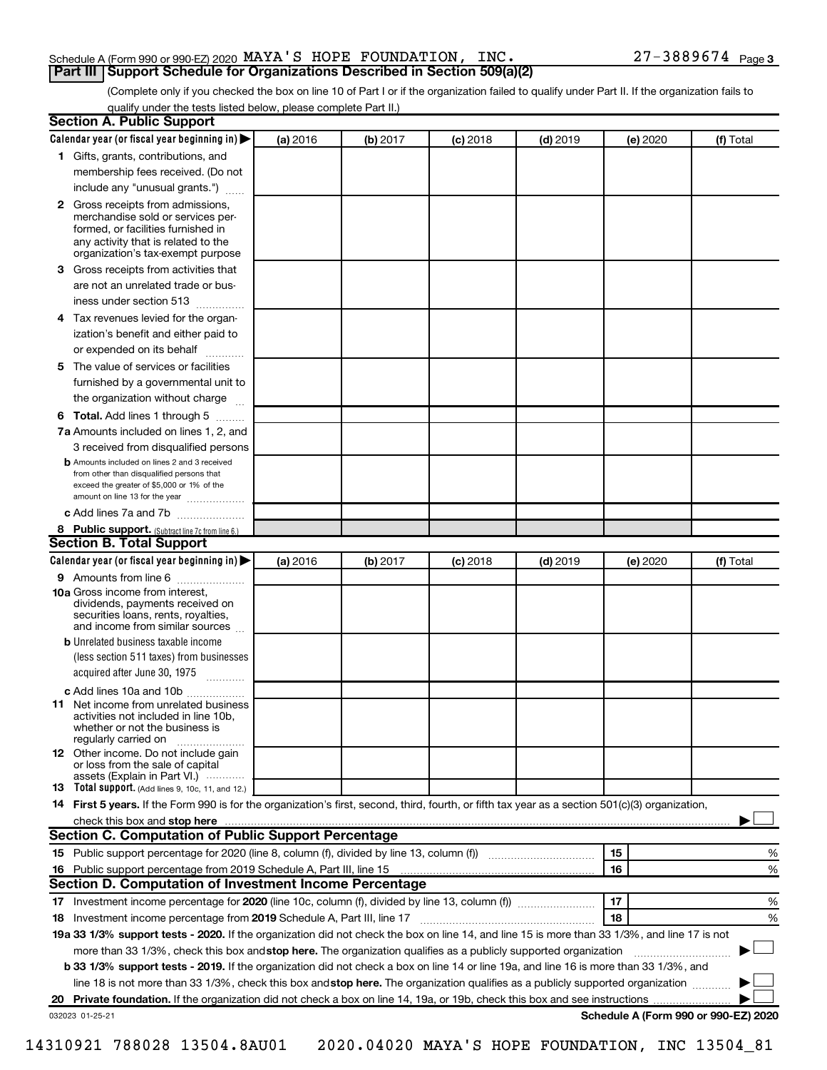Schedule A (Form 990 or 990-EZ) 2020 MAYA'S HOPE FOUNDATION, INC. 27-3889674 Page 3

## Part III Support Schedule for Organizations Described in Section 509(a)(2)

(Complete only if you checked the box on line 10 of Part I or if the organization failed to qualify under Part II. If the organization fails to qualify under the tests listed below, please complete Part II.)

### Section A. Public Support

| Calendar year (or fiscal year beginning in) ▶ | (a) 2016 | (b) 2017 | (c) 2018 | (d) 2019 | (e) 2020 | (f) Total |
|---|---|---|---|---|---|---|
| **1** Gifts, grants, contributions, and membership fees received. (Do not include any "unusual grants.") | | | | | | |
| **2** Gross receipts from admissions, merchandise sold or services performed, or facilities furnished in any activity that is related to the organization's tax-exempt purpose | | | | | | |
| **3** Gross receipts from activities that are not an unrelated trade or business under section 513 | | | | | | |
| **4** Tax revenues levied for the organization's benefit and either paid to or expended on its behalf | | | | | | |
| **5** The value of services or facilities furnished by a governmental unit to the organization without charge | | | | | | |
| **6 Total.** Add lines 1 through 5 | | | | | | |
| **7a** Amounts included on lines 1, 2, and 3 received from disqualified persons | | | | | | |
| **b** Amounts included on lines 2 and 3 received from other than disqualified persons that exceed the greater of $5,000 or 1% of the amount on line 13 for the year | | | | | | |
| **c** Add lines 7a and 7b | | | | | | |
| **8 Public support.** (Subtract line 7c from line 6.) | | | | | | |

### Section B. Total Support

| Calendar year (or fiscal year beginning in) ▶ | (a) 2016 | (b) 2017 | (c) 2018 | (d) 2019 | (e) 2020 | (f) Total |
|---|---|---|---|---|---|---|
| **9** Amounts from line 6 | | | | | | |
| **10a** Gross income from interest, dividends, payments received on securities loans, rents, royalties, and income from similar sources | | | | | | |
| **b** Unrelated business taxable income (less section 511 taxes) from businesses acquired after June 30, 1975 | | | | | | |
| **c** Add lines 10a and 10b | | | | | | |
| **11** Net income from unrelated business activities not included in line 10b, whether or not the business is regularly carried on | | | | | | |
| **12** Other income. Do not include gain or loss from the sale of capital assets (Explain in Part VI.) | | | | | | |
| **13 Total support.** (Add lines 9, 10c, 11, and 12.) | | | | | | |

**14 First 5 years.** If the Form 990 is for the organization's first, second, third, fourth, or fifth tax year as a section 501(c)(3) organization, check this box and **stop here** ▶ ☐

### Section C. Computation of Public Support Percentage

| | | | |
|---|---|---|---|
| **15** | Public support percentage for 2020 (line 8, column (f), divided by line 13, column (f)) | 15 | % |
| **16** | Public support percentage from 2019 Schedule A, Part III, line 15 | 16 | % |

### Section D. Computation of Investment Income Percentage

| | | | |
|---|---|---|---|
| **17** | Investment income percentage for **2020** (line 10c, column (f), divided by line 13, column (f)) | 17 | % |
| **18** | Investment income percentage from **2019** Schedule A, Part III, line 17 | 18 | % |

**19a 33 1/3% support tests - 2020.** If the organization did not check the box on line 14, and line 15 is more than 33 1/3%, and line 17 is not more than 33 1/3%, check this box and **stop here.** The organization qualifies as a publicly supported organization ▶ ☐

**b 33 1/3% support tests - 2019.** If the organization did not check a box on line 14 or line 19a, and line 16 is more than 33 1/3%, and line 18 is not more than 33 1/3%, check this box and **stop here.** The organization qualifies as a publicly supported organization ▶ ☐

**20 Private foundation.** If the organization did not check a box on line 14, 19a, or 19b, check this box and see instructions ▶ ☐

032023 01-25-21 **Schedule A (Form 990 or 990-EZ) 2020**

14310921 788028 13504.8AU01 2020.04020 MAYA'S HOPE FOUNDATION, INC 13504_81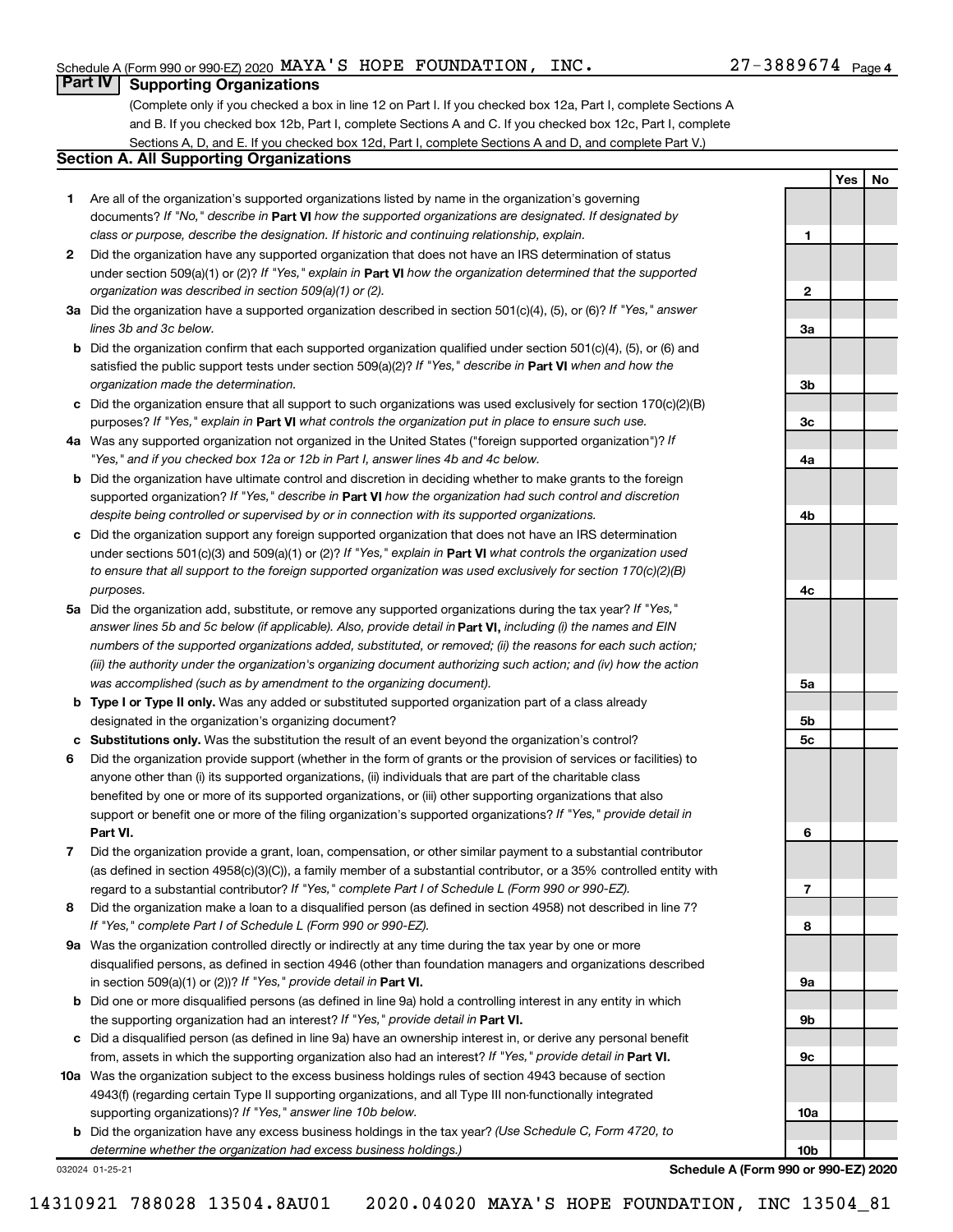## Part IV Supporting Organizations

(Complete only if you checked a box in line 12 on Part I. If you checked box 12a, Part I, complete Sections A and B. If you checked box 12b, Part I, complete Sections A and C. If you checked box 12c, Part I, complete Sections A, D, and E. If you checked box 12d, Part I, complete Sections A and D, and complete Part V.)

### Section A. All Supporting Organizations

| | | | Yes | No |
|---|---|---|---|---|
| **1** | Are all of the organization's supported organizations listed by name in the organization's governing documents? *If "No," describe in* **Part VI** *how the supported organizations are designated. If designated by class or purpose, describe the designation. If historic and continuing relationship, explain.* | **1** | | |
| **2** | Did the organization have any supported organization that does not have an IRS determination of status under section 509(a)(1) or (2)? *If "Yes," explain in* **Part VI** *how the organization determined that the supported organization was described in section 509(a)(1) or (2).* | **2** | | |
| **3a** | Did the organization have a supported organization described in section 501(c)(4), (5), or (6)? *If "Yes," answer lines 3b and 3c below.* | **3a** | | |
| **b** | Did the organization confirm that each supported organization qualified under section 501(c)(4), (5), or (6) and satisfied the public support tests under section 509(a)(2)? *If "Yes," describe in* **Part VI** *when and how the organization made the determination.* | **3b** | | |
| **c** | Did the organization ensure that all support to such organizations was used exclusively for section 170(c)(2)(B) purposes? *If "Yes," explain in* **Part VI** *what controls the organization put in place to ensure such use.* | **3c** | | |
| **4a** | Was any supported organization not organized in the United States ("foreign supported organization")? *If "Yes," and if you checked box 12a or 12b in Part I, answer lines 4b and 4c below.* | **4a** | | |
| **b** | Did the organization have ultimate control and discretion in deciding whether to make grants to the foreign supported organization? *If "Yes," describe in* **Part VI** *how the organization had such control and discretion despite being controlled or supervised by or in connection with its supported organizations.* | **4b** | | |
| **c** | Did the organization support any foreign supported organization that does not have an IRS determination under sections 501(c)(3) and 509(a)(1) or (2)? *If "Yes," explain in* **Part VI** *what controls the organization used to ensure that all support to the foreign supported organization was used exclusively for section 170(c)(2)(B) purposes.* | **4c** | | |
| **5a** | Did the organization add, substitute, or remove any supported organizations during the tax year? *If "Yes," answer lines 5b and 5c below (if applicable). Also, provide detail in* **Part VI,** *including (i) the names and EIN numbers of the supported organizations added, substituted, or removed; (ii) the reasons for each such action; (iii) the authority under the organization's organizing document authorizing such action; and (iv) how the action was accomplished (such as by amendment to the organizing document).* | **5a** | | |
| **b** | **Type I or Type II only.** Was any added or substituted supported organization part of a class already designated in the organization's organizing document? | **5b** | | |
| **c** | **Substitutions only.** Was the substitution the result of an event beyond the organization's control? | **5c** | | |
| **6** | Did the organization provide support (whether in the form of grants or the provision of services or facilities) to anyone other than (i) its supported organizations, (ii) individuals that are part of the charitable class benefited by one or more of its supported organizations, or (iii) other supporting organizations that also support or benefit one or more of the filing organization's supported organizations? *If "Yes," provide detail in* **Part VI.** | **6** | | |
| **7** | Did the organization provide a grant, loan, compensation, or other similar payment to a substantial contributor (as defined in section 4958(c)(3)(C)), a family member of a substantial contributor, or a 35% controlled entity with regard to a substantial contributor? *If "Yes," complete Part I of Schedule L (Form 990 or 990-EZ).* | **7** | | |
| **8** | Did the organization make a loan to a disqualified person (as defined in section 4958) not described in line 7? *If "Yes," complete Part I of Schedule L (Form 990 or 990-EZ).* | **8** | | |
| **9a** | Was the organization controlled directly or indirectly at any time during the tax year by one or more disqualified persons, as defined in section 4946 (other than foundation managers and organizations described in section 509(a)(1) or (2))? *If "Yes," provide detail in* **Part VI.** | **9a** | | |
| **b** | Did one or more disqualified persons (as defined in line 9a) hold a controlling interest in any entity in which the supporting organization had an interest? *If "Yes," provide detail in* **Part VI.** | **9b** | | |
| **c** | Did a disqualified person (as defined in line 9a) have an ownership interest in, or derive any personal benefit from, assets in which the supporting organization also had an interest? *If "Yes," provide detail in* **Part VI.** | **9c** | | |
| **10a** | Was the organization subject to the excess business holdings rules of section 4943 because of section 4943(f) (regarding certain Type II supporting organizations, and all Type III non-functionally integrated supporting organizations)? *If "Yes," answer line 10b below.* | **10a** | | |
| **b** | Did the organization have any excess business holdings in the tax year? *(Use Schedule C, Form 4720, to determine whether the organization had excess business holdings.)* | **10b** | | |

**Schedule A (Form 990 or 990-EZ) 2020**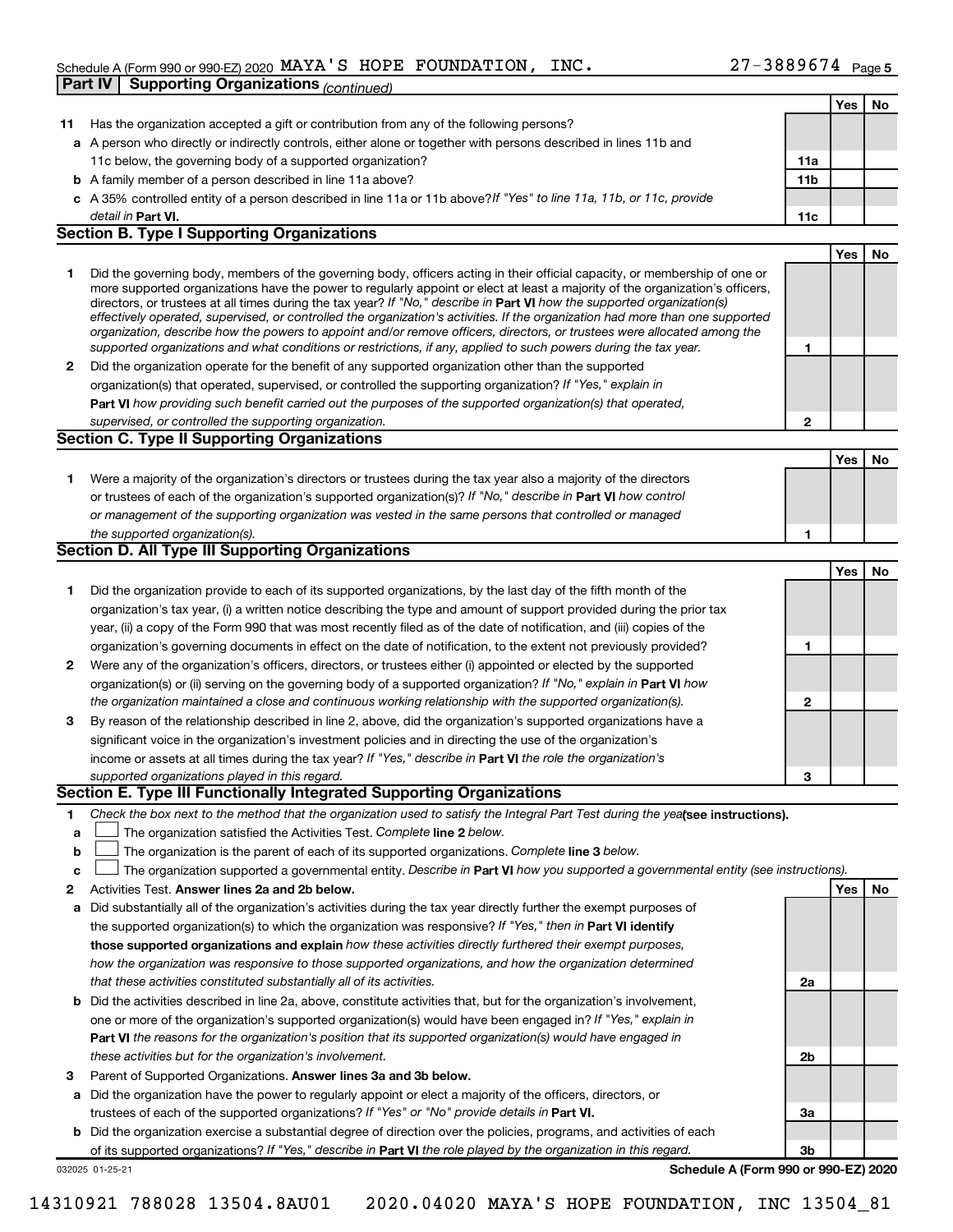Schedule A (Form 990 or 990-EZ) 2020 MAYA'S HOPE FOUNDATION, INC. 27-3889674 Page 5

**Part IV | Supporting Organizations** *(continued)*

| | | | Yes | No |
|---|---|---|---|---|
| **11** | Has the organization accepted a gift or contribution from any of the following persons? | | | |
| **a** | A person who directly or indirectly controls, either alone or together with persons described in lines 11b and 11c below, the governing body of a supported organization? | **11a** | | |
| **b** | A family member of a person described in line 11a above? | **11b** | | |
| **c** | A 35% controlled entity of a person described in line 11a or 11b above? *If "Yes" to line 11a, 11b, or 11c, provide detail in* **Part VI.** | **11c** | | |

## Section B. Type I Supporting Organizations

| | | | Yes | No |
|---|---|---|---|---|
| **1** | Did the governing body, members of the governing body, officers acting in their official capacity, or membership of one or more supported organizations have the power to regularly appoint or elect at least a majority of the organization's officers, directors, or trustees at all times during the tax year? *If "No," describe in* **Part VI** *how the supported organization(s) effectively operated, supervised, or controlled the organization's activities. If the organization had more than one supported organization, describe how the powers to appoint and/or remove officers, directors, or trustees were allocated among the supported organizations and what conditions or restrictions, if any, applied to such powers during the tax year.* | **1** | | |
| **2** | Did the organization operate for the benefit of any supported organization other than the supported organization(s) that operated, supervised, or controlled the supporting organization? *If "Yes," explain in* **Part VI** *how providing such benefit carried out the purposes of the supported organization(s) that operated, supervised, or controlled the supporting organization.* | **2** | | |

## Section C. Type II Supporting Organizations

| | | | Yes | No |
|---|---|---|---|---|
| **1** | Were a majority of the organization's directors or trustees during the tax year also a majority of the directors or trustees of each of the organization's supported organization(s)? *If "No," describe in* **Part VI** *how control or management of the supporting organization was vested in the same persons that controlled or managed the supported organization(s).* | **1** | | |

## Section D. All Type III Supporting Organizations

| | | | Yes | No |
|---|---|---|---|---|
| **1** | Did the organization provide to each of its supported organizations, by the last day of the fifth month of the organization's tax year, (i) a written notice describing the type and amount of support provided during the prior tax year, (ii) a copy of the Form 990 that was most recently filed as of the date of notification, and (iii) copies of the organization's governing documents in effect on the date of notification, to the extent not previously provided? | **1** | | |
| **2** | Were any of the organization's officers, directors, or trustees either (i) appointed or elected by the supported organization(s) or (ii) serving on the governing body of a supported organization? *If "No," explain in* **Part VI** *how the organization maintained a close and continuous working relationship with the supported organization(s).* | **2** | | |
| **3** | By reason of the relationship described in line 2, above, did the organization's supported organizations have a significant voice in the organization's investment policies and in directing the use of the organization's income or assets at all times during the tax year? *If "Yes," describe in* **Part VI** *the role the organization's supported organizations played in this regard.* | **3** | | |

## Section E. Type III Functionally Integrated Supporting Organizations

**1** *Check the box next to the method that the organization used to satisfy the Integral Part Test during the year* **(see instructions).**

**a** ☐ The organization satisfied the Activities Test. *Complete* **line 2** *below.*

**b** ☐ The organization is the parent of each of its supported organizations. *Complete* **line 3** *below.*

**c** ☐ The organization supported a governmental entity. *Describe in* **Part VI** *how you supported a governmental entity (see instructions).*

| | | | Yes | No |
|---|---|---|---|---|
| **2** | Activities Test. **Answer lines 2a and 2b below.** | | | |
| **a** | Did substantially all of the organization's activities during the tax year directly further the exempt purposes of the supported organization(s) to which the organization was responsive? *If "Yes," then in* **Part VI identify those supported organizations and explain** *how these activities directly furthered their exempt purposes, how the organization was responsive to those supported organizations, and how the organization determined that these activities constituted substantially all of its activities.* | **2a** | | |
| **b** | Did the activities described in line 2a, above, constitute activities that, but for the organization's involvement, one or more of the organization's supported organization(s) would have been engaged in? *If "Yes," explain in* **Part VI** *the reasons for the organization's position that its supported organization(s) would have engaged in these activities but for the organization's involvement.* | **2b** | | |
| **3** | Parent of Supported Organizations. **Answer lines 3a and 3b below.** | | | |
| **a** | Did the organization have the power to regularly appoint or elect a majority of the officers, directors, or trustees of each of the supported organizations? *If "Yes" or "No" provide details in* **Part VI.** | **3a** | | |
| **b** | Did the organization exercise a substantial degree of direction over the policies, programs, and activities of each of its supported organizations? *If "Yes," describe in* **Part VI** *the role played by the organization in this regard.* | **3b** | | |

032025 01-25-21 **Schedule A (Form 990 or 990-EZ) 2020**

14310921 788028 13504.8AU01 2020.04020 MAYA'S HOPE FOUNDATION, INC 13504_81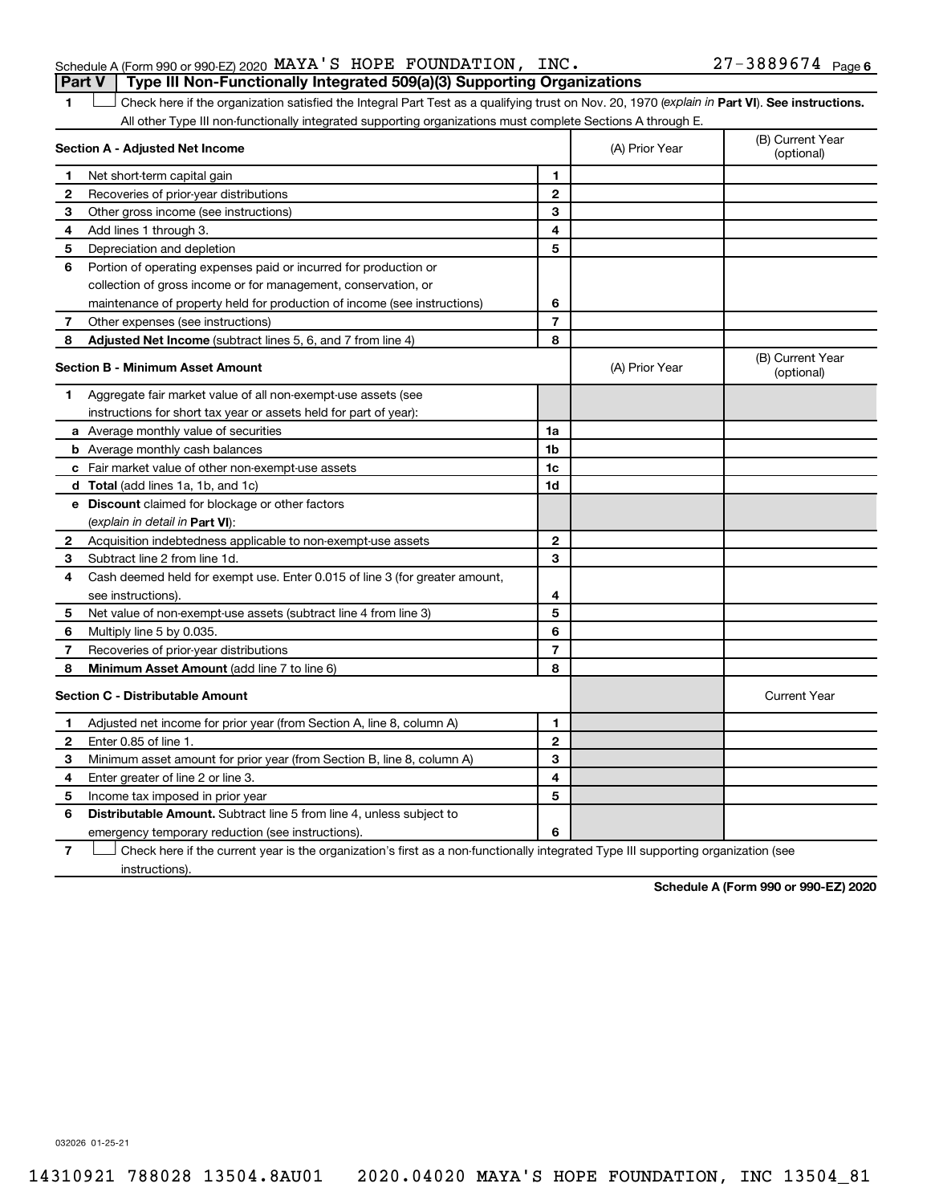Schedule A (Form 990 or 990-EZ) 2020 MAYA'S HOPE FOUNDATION, INC. 27-3889674 Page 6

## Part V Type III Non-Functionally Integrated 509(a)(3) Supporting Organizations

1 ☐ Check here if the organization satisfied the Integral Part Test as a qualifying trust on Nov. 20, 1970 (*explain in* **Part VI**). **See instructions.** All other Type III non-functionally integrated supporting organizations must complete Sections A through E.

| **Section A - Adjusted Net Income** | | | (A) Prior Year | (B) Current Year (optional) |
|---|---|---|---|---|
| 1 | Net short-term capital gain | 1 | | |
| 2 | Recoveries of prior-year distributions | 2 | | |
| 3 | Other gross income (see instructions) | 3 | | |
| 4 | Add lines 1 through 3. | 4 | | |
| 5 | Depreciation and depletion | 5 | | |
| 6 | Portion of operating expenses paid or incurred for production or collection of gross income or for management, conservation, or maintenance of property held for production of income (see instructions) | 6 | | |
| 7 | Other expenses (see instructions) | 7 | | |
| 8 | **Adjusted Net Income** (subtract lines 5, 6, and 7 from line 4) | 8 | | |

| **Section B - Minimum Asset Amount** | | | (A) Prior Year | (B) Current Year (optional) |
|---|---|---|---|---|
| 1 | Aggregate fair market value of all non-exempt-use assets (see instructions for short tax year or assets held for part of year): | | | |
| a | Average monthly value of securities | 1a | | |
| b | Average monthly cash balances | 1b | | |
| c | Fair market value of other non-exempt-use assets | 1c | | |
| d | **Total** (add lines 1a, 1b, and 1c) | 1d | | |
| e | **Discount** claimed for blockage or other factors (*explain in detail in* **Part VI**): | | | |
| 2 | Acquisition indebtedness applicable to non-exempt-use assets | 2 | | |
| 3 | Subtract line 2 from line 1d. | 3 | | |
| 4 | Cash deemed held for exempt use. Enter 0.015 of line 3 (for greater amount, see instructions). | 4 | | |
| 5 | Net value of non-exempt-use assets (subtract line 4 from line 3) | 5 | | |
| 6 | Multiply line 5 by 0.035. | 6 | | |
| 7 | Recoveries of prior-year distributions | 7 | | |
| 8 | **Minimum Asset Amount** (add line 7 to line 6) | 8 | | |

| **Section C - Distributable Amount** | | | | Current Year |
|---|---|---|---|---|
| 1 | Adjusted net income for prior year (from Section A, line 8, column A) | 1 | | |
| 2 | Enter 0.85 of line 1. | 2 | | |
| 3 | Minimum asset amount for prior year (from Section B, line 8, column A) | 3 | | |
| 4 | Enter greater of line 2 or line 3. | 4 | | |
| 5 | Income tax imposed in prior year | 5 | | |
| 6 | **Distributable Amount.** Subtract line 5 from line 4, unless subject to emergency temporary reduction (see instructions). | 6 | | |

7 ☐ Check here if the current year is the organization's first as a non-functionally integrated Type III supporting organization (see instructions).

**Schedule A (Form 990 or 990-EZ) 2020**

032026 01-25-21

14310921 788028 13504.8AU01 2020.04020 MAYA'S HOPE FOUNDATION, INC 13504_81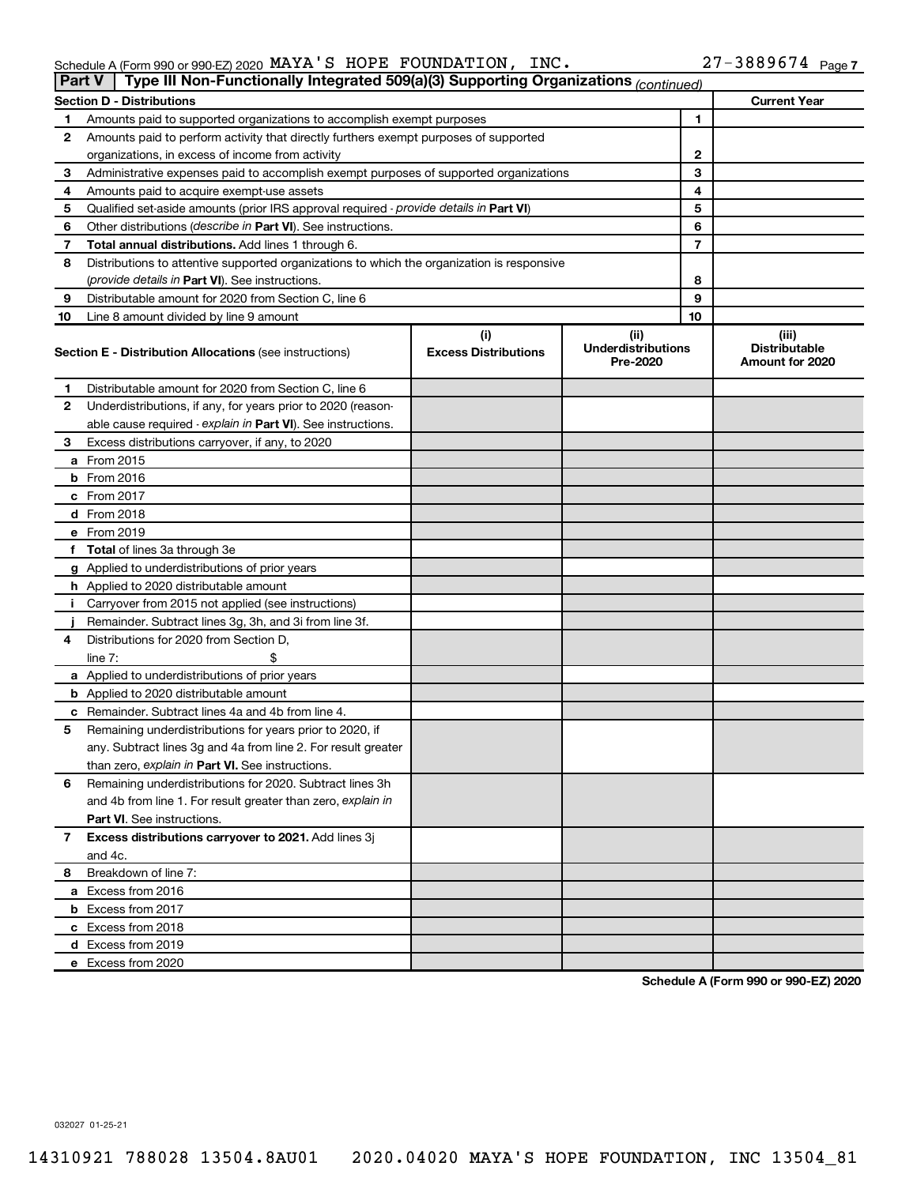Schedule A (Form 990 or 990-EZ) 2020 MAYA'S HOPE FOUNDATION, INC. 27-3889674 Page 7

**Part V | Type III Non-Functionally Integrated 509(a)(3) Supporting Organizations** *(continued)*

| **Section D - Distributions** | | | **Current Year** |
|---|---|---|---|
| 1 | Amounts paid to supported organizations to accomplish exempt purposes | 1 | |
| 2 | Amounts paid to perform activity that directly furthers exempt purposes of supported organizations, in excess of income from activity | 2 | |
| 3 | Administrative expenses paid to accomplish exempt purposes of supported organizations | 3 | |
| 4 | Amounts paid to acquire exempt-use assets | 4 | |
| 5 | Qualified set-aside amounts (prior IRS approval required - *provide details in* **Part VI**) | 5 | |
| 6 | Other distributions (*describe in* **Part VI**). See instructions. | 6 | |
| 7 | **Total annual distributions.** Add lines 1 through 6. | 7 | |
| 8 | Distributions to attentive supported organizations to which the organization is responsive (*provide details in* **Part VI**). See instructions. | 8 | |
| 9 | Distributable amount for 2020 from Section C, line 6 | 9 | |
| 10 | Line 8 amount divided by line 9 amount | 10 | |

| **Section E - Distribution Allocations** (see instructions) | (i) Excess Distributions | (ii) Underdistributions Pre-2020 | (iii) Distributable Amount for 2020 |
|---|---|---|---|
| **1** Distributable amount for 2020 from Section C, line 6 | | | |
| **2** Underdistributions, if any, for years prior to 2020 (reasonable cause required - *explain in* **Part VI**). See instructions. | | | |
| **3** Excess distributions carryover, if any, to 2020 | | | |
| **a** From 2015 | | | |
| **b** From 2016 | | | |
| **c** From 2017 | | | |
| **d** From 2018 | | | |
| **e** From 2019 | | | |
| **f Total** of lines 3a through 3e | | | |
| **g** Applied to underdistributions of prior years | | | |
| **h** Applied to 2020 distributable amount | | | |
| **i** Carryover from 2015 not applied (see instructions) | | | |
| **j** Remainder. Subtract lines 3g, 3h, and 3i from line 3f. | | | |
| **4** Distributions for 2020 from Section D, line 7: $ | | | |
| **a** Applied to underdistributions of prior years | | | |
| **b** Applied to 2020 distributable amount | | | |
| **c** Remainder. Subtract lines 4a and 4b from line 4. | | | |
| **5** Remaining underdistributions for years prior to 2020, if any. Subtract lines 3g and 4a from line 2. For result greater than zero, *explain in* **Part VI.** See instructions. | | | |
| **6** Remaining underdistributions for 2020. Subtract lines 3h and 4b from line 1. For result greater than zero, *explain in* **Part VI**. See instructions. | | | |
| **7 Excess distributions carryover to 2021.** Add lines 3j and 4c. | | | |
| **8** Breakdown of line 7: | | | |
| **a** Excess from 2016 | | | |
| **b** Excess from 2017 | | | |
| **c** Excess from 2018 | | | |
| **d** Excess from 2019 | | | |
| **e** Excess from 2020 | | | |

**Schedule A (Form 990 or 990-EZ) 2020**

032027 01-25-21

14310921 788028 13504.8AU01 2020.04020 MAYA'S HOPE FOUNDATION, INC 13504_81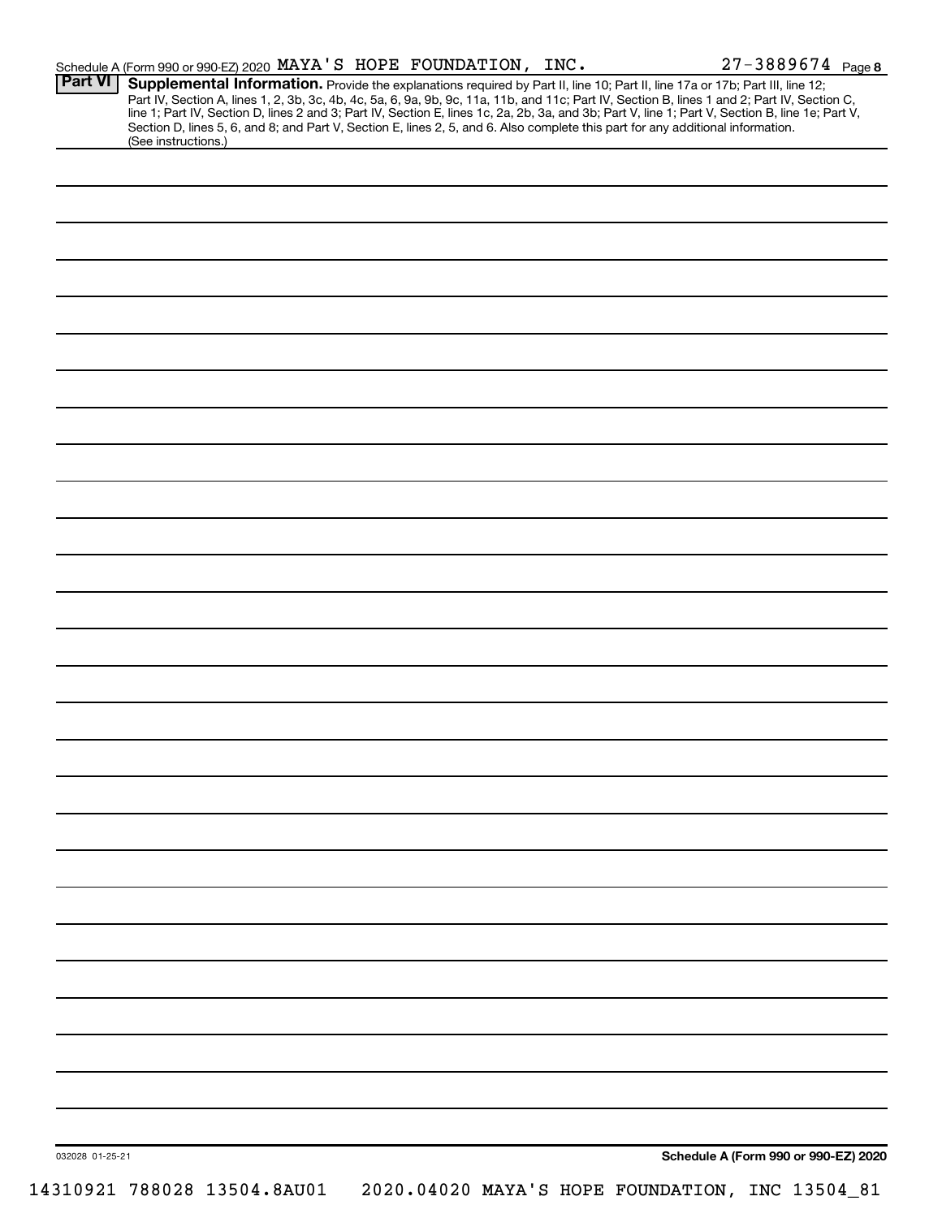Schedule A (Form 990 or 990-EZ) 2020 MAYA'S HOPE FOUNDATION, INC. 27-3889674 Page 8

**Part VI** **Supplemental Information.** Provide the explanations required by Part II, line 10; Part II, line 17a or 17b; Part III, line 12; Part IV, Section A, lines 1, 2, 3b, 3c, 4b, 4c, 5a, 6, 9a, 9b, 9c, 11a, 11b, and 11c; Part IV, Section B, lines 1 and 2; Part IV, Section C, line 1; Part IV, Section D, lines 2 and 3; Part IV, Section E, lines 1c, 2a, 2b, 3a, and 3b; Part V, line 1; Part V, Section B, line 1e; Part V, Section D, lines 5, 6, and 8; and Part V, Section E, lines 2, 5, and 6. Also complete this part for any additional information. (See instructions.)

032028 01-25-21

**Schedule A (Form 990 or 990-EZ) 2020**

14310921 788028 13504.8AU01 2020.04020 MAYA'S HOPE FOUNDATION, INC 13504_81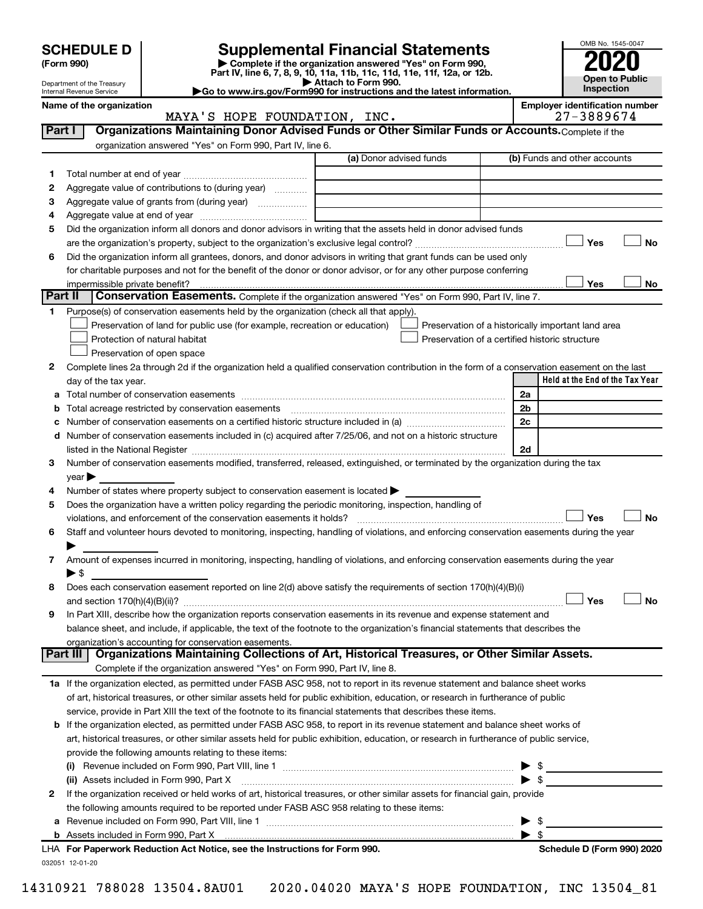# SCHEDULE D (Form 990)

Department of the Treasury
Internal Revenue Service

## Supplemental Financial Statements

▶ Complete if the organization answered "Yes" on Form 990, Part IV, line 6, 7, 8, 9, 10, 11a, 11b, 11c, 11d, 11e, 11f, 12a, or 12b.
▶ Attach to Form 990.
▶Go to www.irs.gov/Form990 for instructions and the latest information.

OMB No. 1545-0047

**2020**

**Open to Public Inspection**

**Name of the organization:** MAYA'S HOPE FOUNDATION, INC.

**Employer identification number:** 27-3889674

### Part I — Organizations Maintaining Donor Advised Funds or Other Similar Funds or Accounts. Complete if the organization answered "Yes" on Form 990, Part IV, line 6.

| | | (a) Donor advised funds | (b) Funds and other accounts |
|---|---|---|---|
| 1 | Total number at end of year | | |
| 2 | Aggregate value of contributions to (during year) | | |
| 3 | Aggregate value of grants from (during year) | | |
| 4 | Aggregate value at end of year | | |

5 Did the organization inform all donors and donor advisors in writing that the assets held in donor advised funds are the organization's property, subject to the organization's exclusive legal control? ☐ Yes ☐ No

6 Did the organization inform all grantees, donors, and donor advisors in writing that grant funds can be used only for charitable purposes and not for the benefit of the donor or donor advisor, or for any other purpose conferring impermissible private benefit? ☐ Yes ☐ No

### Part II — Conservation Easements. Complete if the organization answered "Yes" on Form 990, Part IV, line 7.

1 Purpose(s) of conservation easements held by the organization (check all that apply).

- ☐ Preservation of land for public use (for example, recreation or education)
- ☐ Protection of natural habitat
- ☐ Preservation of open space
- ☐ Preservation of a historically important land area
- ☐ Preservation of a certified historic structure

2 Complete lines 2a through 2d if the organization held a qualified conservation contribution in the form of a conservation easement on the last day of the tax year.

| | | | Held at the End of the Tax Year |
|---|---|---|---|
| a | Total number of conservation easements | 2a | |
| b | Total acreage restricted by conservation easements | 2b | |
| c | Number of conservation easements on a certified historic structure included in (a) | 2c | |
| d | Number of conservation easements included in (c) acquired after 7/25/06, and not on a historic structure listed in the National Register | 2d | |

3 Number of conservation easements modified, transferred, released, extinguished, or terminated by the organization during the tax year ▶

4 Number of states where property subject to conservation easement is located ▶

5 Does the organization have a written policy regarding the periodic monitoring, inspection, handling of violations, and enforcement of the conservation easements it holds? ☐ Yes ☐ No

6 Staff and volunteer hours devoted to monitoring, inspecting, handling of violations, and enforcing conservation easements during the year ▶

7 Amount of expenses incurred in monitoring, inspecting, handling of violations, and enforcing conservation easements during the year ▶ $

8 Does each conservation easement reported on line 2(d) above satisfy the requirements of section 170(h)(4)(B)(i) and section 170(h)(4)(B)(ii)? ☐ Yes ☐ No

9 In Part XIII, describe how the organization reports conservation easements in its revenue and expense statement and balance sheet, and include, if applicable, the text of the footnote to the organization's financial statements that describes the organization's accounting for conservation easements.

### Part III — Organizations Maintaining Collections of Art, Historical Treasures, or Other Similar Assets.

Complete if the organization answered "Yes" on Form 990, Part IV, line 8.

1a If the organization elected, as permitted under FASB ASC 958, not to report in its revenue statement and balance sheet works of art, historical treasures, or other similar assets held for public exhibition, education, or research in furtherance of public service, provide in Part XIII the text of the footnote to its financial statements that describes these items.

b If the organization elected, as permitted under FASB ASC 958, to report in its revenue statement and balance sheet works of art, historical treasures, or other similar assets held for public exhibition, education, or research in furtherance of public service, provide the following amounts relating to these items:

(i) Revenue included on Form 990, Part VIII, line 1 ▶ $

(ii) Assets included in Form 990, Part X ▶ $

2 If the organization received or held works of art, historical treasures, or other similar assets for financial gain, provide the following amounts required to be reported under FASB ASC 958 relating to these items:

a Revenue included on Form 990, Part VIII, line 1 ▶ $

b Assets included in Form 990, Part X ▶ $

**LHA For Paperwork Reduction Act Notice, see the Instructions for Form 990.** **Schedule D (Form 990) 2020**

032051 12-01-20

14310921 788028 13504.8AU01 2020.04020 MAYA'S HOPE FOUNDATION, INC 13504_81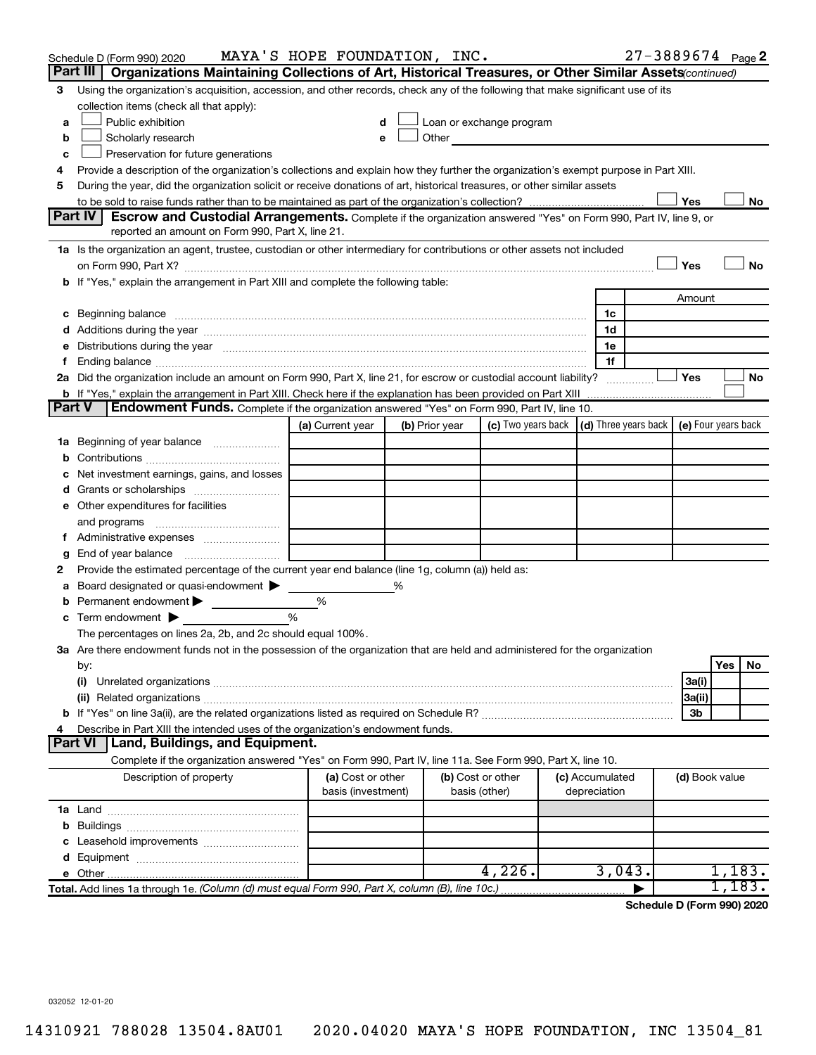Schedule D (Form 990) 2020 MAYA'S HOPE FOUNDATION, INC. 27-3889674 Page 2

## Part III | Organizations Maintaining Collections of Art, Historical Treasures, or Other Similar Assets *(continued)*

**3** Using the organization's acquisition, accession, and other records, check any of the following that make significant use of its collection items (check all that apply):

- **a** ☐ Public exhibition
- **b** ☐ Scholarly research
- **c** ☐ Preservation for future generations
- **d** ☐ Loan or exchange program
- **e** ☐ Other

**4** Provide a description of the organization's collections and explain how they further the organization's exempt purpose in Part XIII.

**5** During the year, did the organization solicit or receive donations of art, historical treasures, or other similar assets to be sold to raise funds rather than to be maintained as part of the organization's collection? ☐ Yes ☐ No

## Part IV | Escrow and Custodial Arrangements.

Complete if the organization answered "Yes" on Form 990, Part IV, line 9, or reported an amount on Form 990, Part X, line 21.

**1a** Is the organization an agent, trustee, custodian or other intermediary for contributions or other assets not included on Form 990, Part X? ☐ Yes ☐ No

**b** If "Yes," explain the arrangement in Part XIII and complete the following table:

| | | Amount |
|---|---|---|
| **c** Beginning balance | 1c | |
| **d** Additions during the year | 1d | |
| **e** Distributions during the year | 1e | |
| **f** Ending balance | 1f | |

**2a** Did the organization include an amount on Form 990, Part X, line 21, for escrow or custodial account liability? ☐ Yes ☐ No

**b** If "Yes," explain the arrangement in Part XIII. Check here if the explanation has been provided on Part XIII ☐

## Part V | Endowment Funds.

Complete if the organization answered "Yes" on Form 990, Part IV, line 10.

| | (a) Current year | (b) Prior year | (c) Two years back | (d) Three years back | (e) Four years back |
|---|---|---|---|---|---|
| **1a** Beginning of year balance | | | | | |
| **b** Contributions | | | | | |
| **c** Net investment earnings, gains, and losses | | | | | |
| **d** Grants or scholarships | | | | | |
| **e** Other expenditures for facilities and programs | | | | | |
| **f** Administrative expenses | | | | | |
| **g** End of year balance | | | | | |

**2** Provide the estimated percentage of the current year end balance (line 1g, column (a)) held as:

- **a** Board designated or quasi-endowment ▶ ______ %
- **b** Permanent endowment ▶ ______ %
- **c** Term endowment ▶ ______ %

The percentages on lines 2a, 2b, and 2c should equal 100%.

**3a** Are there endowment funds not in the possession of the organization that are held and administered for the organization by:

| | | Yes | No |
|---|---|---|---|
| **(i)** Unrelated organizations | 3a(i) | | |
| **(ii)** Related organizations | 3a(ii) | | |
| **b** If "Yes" on line 3a(ii), are the related organizations listed as required on Schedule R? | 3b | | |

**4** Describe in Part XIII the intended uses of the organization's endowment funds.

## Part VI | Land, Buildings, and Equipment.

Complete if the organization answered "Yes" on Form 990, Part IV, line 11a. See Form 990, Part X, line 10.

| Description of property | (a) Cost or other basis (investment) | (b) Cost or other basis (other) | (c) Accumulated depreciation | (d) Book value |
|---|---|---|---|---|
| **1a** Land | | | | |
| **b** Buildings | | | | |
| **c** Leasehold improvements | | | | |
| **d** Equipment | | | | |
| **e** Other | | 4,226. | 3,043. | 1,183. |
| **Total.** Add lines 1a through 1e. *(Column (d) must equal Form 990, Part X, column (B), line 10c.)* | | | ▶ | 1,183. |

**Schedule D (Form 990) 2020**

032052 12-01-20

14310921 788028 13504.8AU01 2020.04020 MAYA'S HOPE FOUNDATION, INC 13504_81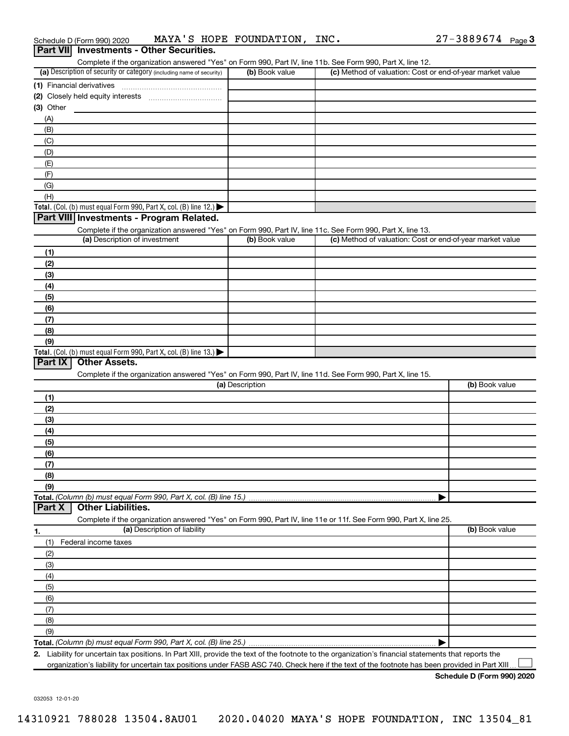Schedule D (Form 990) 2020 MAYA'S HOPE FOUNDATION, INC. 27-3889674 Page 3

## Part VII Investments - Other Securities.

Complete if the organization answered "Yes" on Form 990, Part IV, line 11b. See Form 990, Part X, line 12.

| (a) Description of security or category (including name of security) | (b) Book value | (c) Method of valuation: Cost or end-of-year market value |
|---|---|---|
| (1) Financial derivatives | | |
| (2) Closely held equity interests | | |
| (3) Other | | |
| (A) | | |
| (B) | | |
| (C) | | |
| (D) | | |
| (E) | | |
| (F) | | |
| (G) | | |
| (H) | | |
| **Total.** (Col. (b) must equal Form 990, Part X, col. (B) line 12.) ▶ | | |

## Part VIII Investments - Program Related.

Complete if the organization answered "Yes" on Form 990, Part IV, line 11c. See Form 990, Part X, line 13.

| (a) Description of investment | (b) Book value | (c) Method of valuation: Cost or end-of-year market value |
|---|---|---|
| (1) | | |
| (2) | | |
| (3) | | |
| (4) | | |
| (5) | | |
| (6) | | |
| (7) | | |
| (8) | | |
| (9) | | |
| **Total.** (Col. (b) must equal Form 990, Part X, col. (B) line 13.) ▶ | | |

## Part IX Other Assets.

Complete if the organization answered "Yes" on Form 990, Part IV, line 11d. See Form 990, Part X, line 15.

| (a) Description | (b) Book value |
|---|---|
| (1) | |
| (2) | |
| (3) | |
| (4) | |
| (5) | |
| (6) | |
| (7) | |
| (8) | |
| (9) | |
| **Total.** *(Column (b) must equal Form 990, Part X, col. (B) line 15.)* ▶ | |

## Part X Other Liabilities.

Complete if the organization answered "Yes" on Form 990, Part IV, line 11e or 11f. See Form 990, Part X, line 25.

| 1. (a) Description of liability | (b) Book value |
|---|---|
| (1) Federal income taxes | |
| (2) | |
| (3) | |
| (4) | |
| (5) | |
| (6) | |
| (7) | |
| (8) | |
| (9) | |
| **Total.** *(Column (b) must equal Form 990, Part X, col. (B) line 25.)* ▶ | |

**2.** Liability for uncertain tax positions. In Part XIII, provide the text of the footnote to the organization's financial statements that reports the organization's liability for uncertain tax positions under FASB ASC 740. Check here if the text of the footnote has been provided in Part XIII ☐

**Schedule D (Form 990) 2020**

032053 12-01-20

14310921 788028 13504.8AU01 2020.04020 MAYA'S HOPE FOUNDATION, INC 13504_81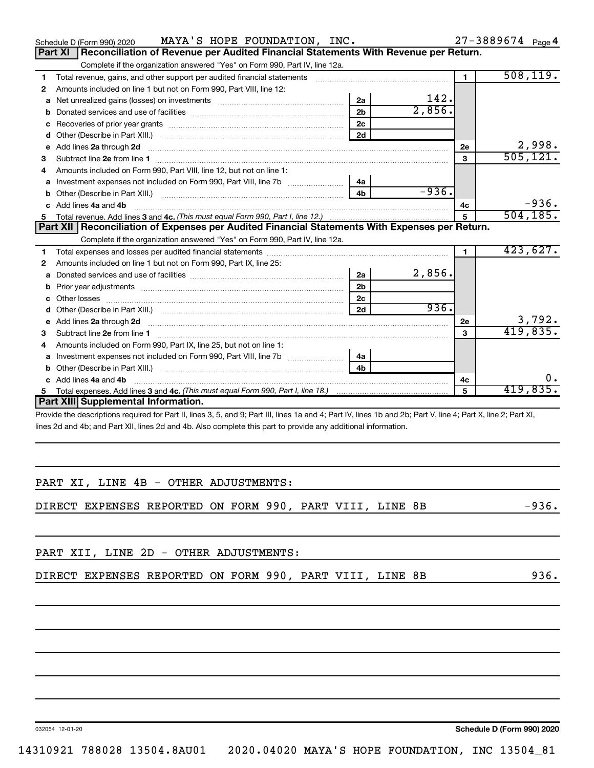Schedule D (Form 990) 2020 MAYA'S HOPE FOUNDATION, INC. 27-3889674 Page 4

## Part XI Reconciliation of Revenue per Audited Financial Statements With Revenue per Return.

Complete if the organization answered "Yes" on Form 990, Part IV, line 12a.

| | | | | | |
|---|---|---|---|---|---|
| 1 | Total revenue, gains, and other support per audited financial statements | | | 1 | 508,119. |
| 2 | Amounts included on line 1 but not on Form 990, Part VIII, line 12: | | | | |
| a | Net unrealized gains (losses) on investments | 2a | 142. | | |
| b | Donated services and use of facilities | 2b | 2,856. | | |
| c | Recoveries of prior year grants | 2c | | | |
| d | Other (Describe in Part XIII.) | 2d | | | |
| e | Add lines 2a through 2d | | | 2e | 2,998. |
| 3 | Subtract line 2e from line 1 | | | 3 | 505,121. |
| 4 | Amounts included on Form 990, Part VIII, line 12, but not on line 1: | | | | |
| a | Investment expenses not included on Form 990, Part VIII, line 7b | 4a | | | |
| b | Other (Describe in Part XIII.) | 4b | -936. | | |
| c | Add lines 4a and 4b | | | 4c | -936. |
| 5 | Total revenue. Add lines 3 and 4c. *(This must equal Form 990, Part I, line 12.)* | | | 5 | 504,185. |

## Part XII Reconciliation of Expenses per Audited Financial Statements With Expenses per Return.

Complete if the organization answered "Yes" on Form 990, Part IV, line 12a.

| | | | | | |
|---|---|---|---|---|---|
| 1 | Total expenses and losses per audited financial statements | | | 1 | 423,627. |
| 2 | Amounts included on line 1 but not on Form 990, Part IX, line 25: | | | | |
| a | Donated services and use of facilities | 2a | 2,856. | | |
| b | Prior year adjustments | 2b | | | |
| c | Other losses | 2c | | | |
| d | Other (Describe in Part XIII.) | 2d | 936. | | |
| e | Add lines 2a through 2d | | | 2e | 3,792. |
| 3 | Subtract line 2e from line 1 | | | 3 | 419,835. |
| 4 | Amounts included on Form 990, Part IX, line 25, but not on line 1: | | | | |
| a | Investment expenses not included on Form 990, Part VIII, line 7b | 4a | | | |
| b | Other (Describe in Part XIII.) | 4b | | | |
| c | Add lines 4a and 4b | | | 4c | 0. |
| 5 | Total expenses. Add lines 3 and 4c. *(This must equal Form 990, Part I, line 18.)* | | | 5 | 419,835. |

## Part XIII Supplemental Information.

Provide the descriptions required for Part II, lines 3, 5, and 9; Part III, lines 1a and 4; Part IV, lines 1b and 2b; Part V, line 4; Part X, line 2; Part XI, lines 2d and 4b; and Part XII, lines 2d and 4b. Also complete this part to provide any additional information.

PART XI, LINE 4B - OTHER ADJUSTMENTS:

DIRECT EXPENSES REPORTED ON FORM 990, PART VIII, LINE 8B -936.

PART XII, LINE 2D - OTHER ADJUSTMENTS:

DIRECT EXPENSES REPORTED ON FORM 990, PART VIII, LINE 8B 936.

032054 12-01-20 **Schedule D (Form 990) 2020**

14310921 788028 13504.8AU01 2020.04020 MAYA'S HOPE FOUNDATION, INC 13504_81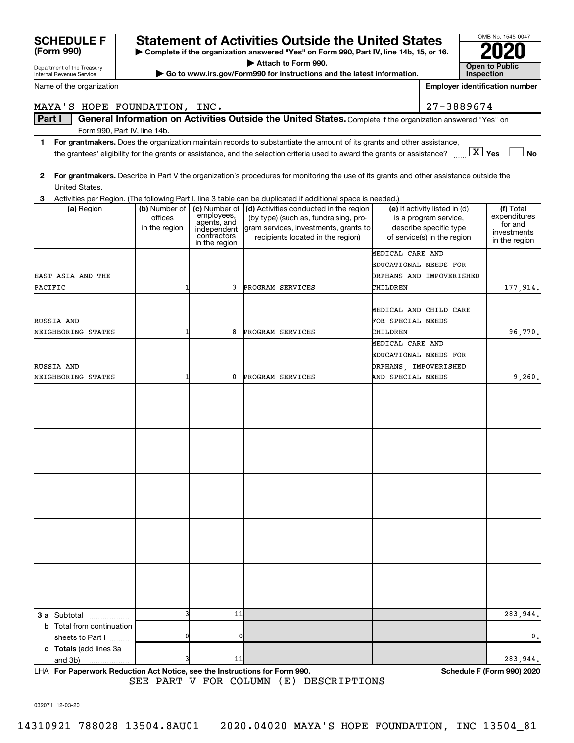**SCHEDULE F (Form 990)**

Department of the Treasury
Internal Revenue Service

# Statement of Activities Outside the United States

▶ Complete if the organization answered "Yes" on Form 990, Part IV, line 14b, 15, or 16.
▶ Attach to Form 990.
▶ Go to www.irs.gov/Form990 for instructions and the latest information.

OMB No. 1545-0047

**2020**

**Open to Public Inspection**

Name of the organization: MAYA'S HOPE FOUNDATION, INC.

Employer identification number: 27-3889674

**Part I** **General Information on Activities Outside the United States.** Complete if the organization answered "Yes" on Form 990, Part IV, line 14b.

1 **For grantmakers.** Does the organization maintain records to substantiate the amount of its grants and other assistance, the grantees' eligibility for the grants or assistance, and the selection criteria used to award the grants or assistance? [X] Yes [ ] No

2 **For grantmakers.** Describe in Part V the organization's procedures for monitoring the use of its grants and other assistance outside the United States.

3 Activities per Region. (The following Part I, line 3 table can be duplicated if additional space is needed.)

| (a) Region | (b) Number of offices in the region | (c) Number of employees, agents, and independent contractors in the region | (d) Activities conducted in the region (by type) (such as, fundraising, program services, investments, grants to recipients located in the region) | (e) If activity listed in (d) is a program service, describe specific type of service(s) in the region | (f) Total expenditures for and investments in the region |
|---|---|---|---|---|---|
| EAST ASIA AND THE PACIFIC | 1 | 3 | PROGRAM SERVICES | MEDICAL CARE AND EDUCATIONAL NEEDS FOR ORPHANS AND IMPOVERISHED CHILDREN | 177,914. |
| RUSSIA AND NEIGHBORING STATES | 1 | 8 | PROGRAM SERVICES | MEDICAL AND CHILD CARE FOR SPECIAL NEEDS CHILDREN | 96,770. |
| RUSSIA AND NEIGHBORING STATES | 1 | 0 | PROGRAM SERVICES | MEDICAL CARE AND EDUCATIONAL NEEDS FOR ORPHANS, IMPOVERISHED AND SPECIAL NEEDS | 9,260. |
| **3 a** Subtotal | 3 | 11 | | | 283,944. |
| **b** Total from continuation sheets to Part I | 0 | 0 | | | 0. |
| **c Totals** (add lines 3a and 3b) | 3 | 11 | | | 283,944. |

LHA **For Paperwork Reduction Act Notice, see the Instructions for Form 990.** **Schedule F (Form 990) 2020**

SEE PART V FOR COLUMN (E) DESCRIPTIONS

032071 12-03-20

14310921 788028 13504.8AU01 2020.04020 MAYA'S HOPE FOUNDATION, INC 13504_81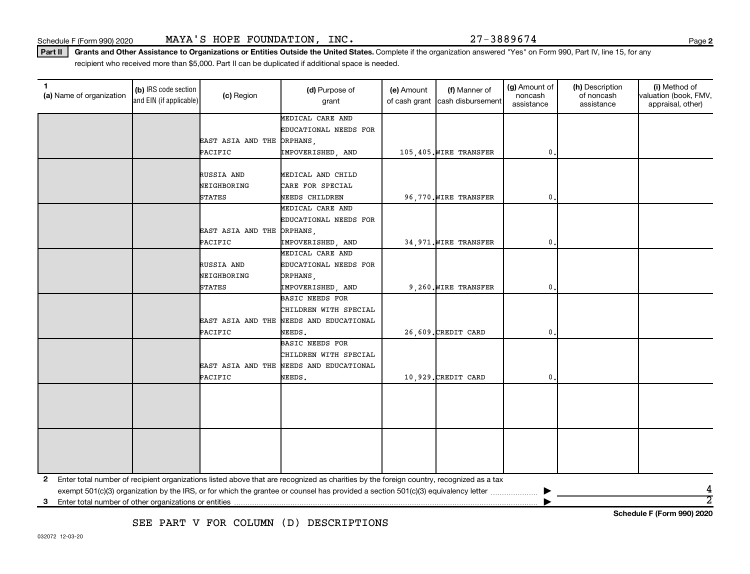Schedule F (Form 990) 2020 MAYA'S HOPE FOUNDATION, INC. 27-3889674

**Part II** **Grants and Other Assistance to Organizations or Entities Outside the United States.** Complete if the organization answered "Yes" on Form 990, Part IV, line 15, for any recipient who received more than $5,000. Part II can be duplicated if additional space is needed.

| 1 (a) Name of organization | (b) IRS code section and EIN (if applicable) | (c) Region | (d) Purpose of grant | (e) Amount of cash grant | (f) Manner of cash disbursement | (g) Amount of noncash assistance | (h) Description of noncash assistance | (i) Method of valuation (book, FMV, appraisal, other) |
|---|---|---|---|---|---|---|---|---|
| | | EAST ASIA AND THE PACIFIC | MEDICAL CARE AND EDUCATIONAL NEEDS FOR ORPHANS, IMPOVERISHED, AND | 105,405. | WIRE TRANSFER | 0. | | |
| | | RUSSIA AND NEIGHBORING STATES | MEDICAL AND CHILD CARE FOR SPECIAL NEEDS CHILDREN | 96,770. | WIRE TRANSFER | 0. | | |
| | | EAST ASIA AND THE PACIFIC | MEDICAL CARE AND EDUCATIONAL NEEDS FOR ORPHANS, IMPOVERISHED, AND | 34,971. | WIRE TRANSFER | 0. | | |
| | | RUSSIA AND NEIGHBORING STATES | MEDICAL CARE AND EDUCATIONAL NEEDS FOR ORPHANS, IMPOVERISHED, AND | 9,260. | WIRE TRANSFER | 0. | | |
| | | EAST ASIA AND THE PACIFIC | BASIC NEEDS FOR CHILDREN WITH SPECIAL NEEDS AND EDUCATIONAL NEEDS. | 26,609. | CREDIT CARD | 0. | | |
| | | EAST ASIA AND THE PACIFIC | BASIC NEEDS FOR CHILDREN WITH SPECIAL NEEDS AND EDUCATIONAL NEEDS. | 10,929. | CREDIT CARD | 0. | | |
| | | | | | | | | |
| | | | | | | | | |

**2** Enter total number of recipient organizations listed above that are recognized as charities by the foreign country, recognized as a tax exempt 501(c)(3) organization by the IRS, or for which the grantee or counsel has provided a section 501(c)(3) equivalency letter ▶ 4

**3** Enter total number of other organizations or entities ▶ 2

SEE PART V FOR COLUMN (D) DESCRIPTIONS

**Schedule F (Form 990) 2020**

032072 12-03-20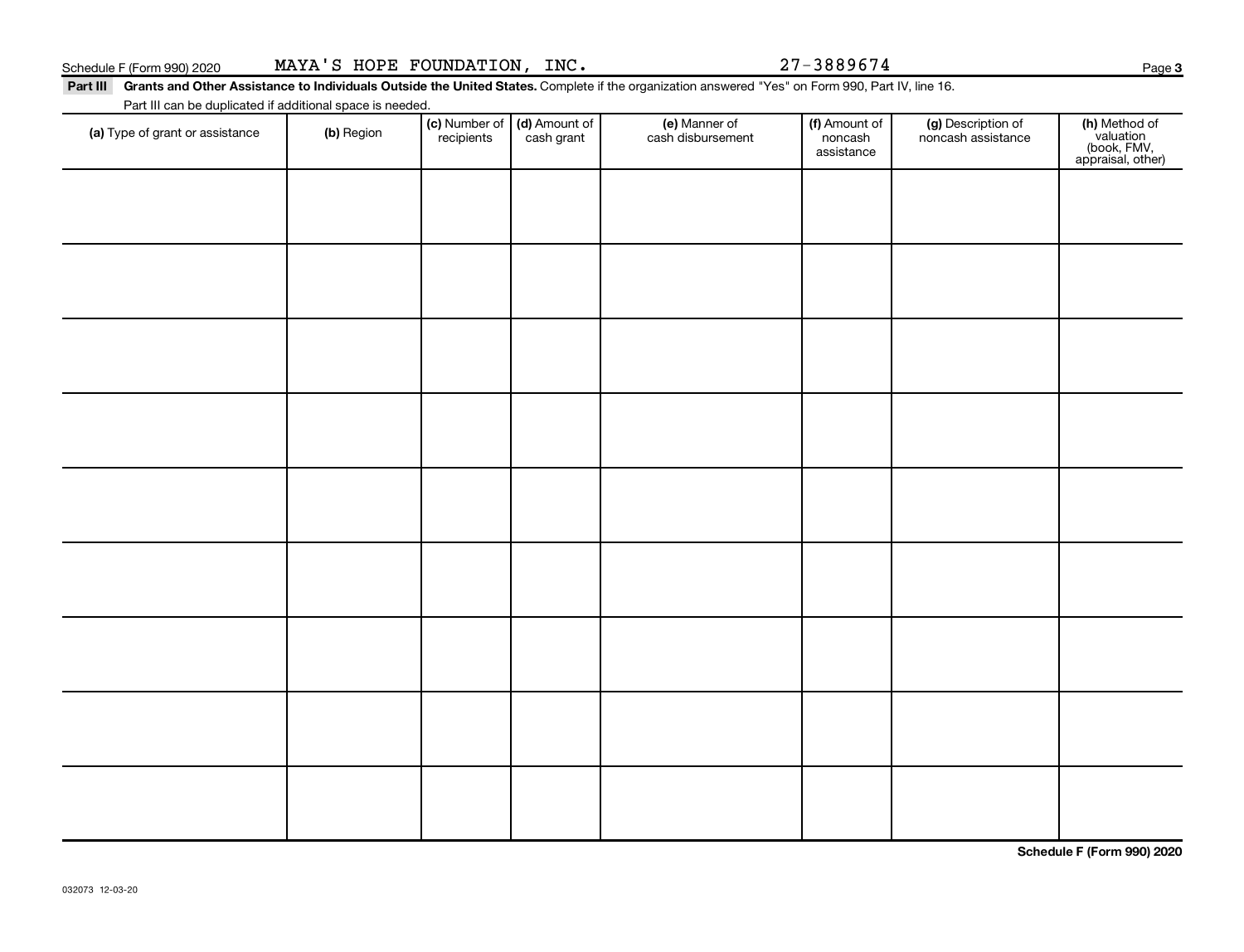Schedule F (Form 990) 2020 MAYA'S HOPE FOUNDATION, INC. 27-3889674

**Part III** **Grants and Other Assistance to Individuals Outside the United States.** Complete if the organization answered "Yes" on Form 990, Part IV, line 16.

Part III can be duplicated if additional space is needed.

| (a) Type of grant or assistance | (b) Region | (c) Number of recipients | (d) Amount of cash grant | (e) Manner of cash disbursement | (f) Amount of noncash assistance | (g) Description of noncash assistance | (h) Method of valuation (book, FMV, appraisal, other) |
|---|---|---|---|---|---|---|---|
| | | | | | | | |
| | | | | | | | |
| | | | | | | | |
| | | | | | | | |
| | | | | | | | |
| | | | | | | | |
| | | | | | | | |
| | | | | | | | |
| | | | | | | | |

**Schedule F (Form 990) 2020**

032073 12-03-20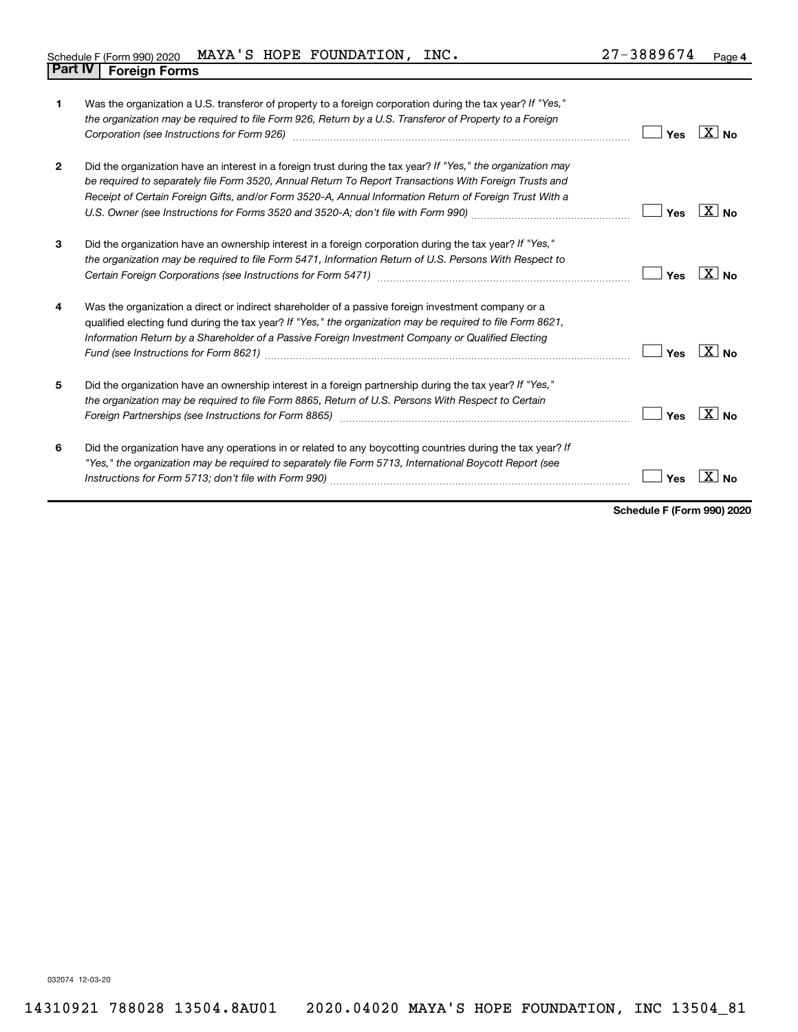Schedule F (Form 990) 2020 MAYA'S HOPE FOUNDATION, INC. 27-3889674

## Part IV Foreign Forms

| | | Yes | No |
|---|---|---|---|
| 1 | Was the organization a U.S. transferor of property to a foreign corporation during the tax year? *If "Yes," the organization may be required to file Form 926, Return by a U.S. Transferor of Property to a Foreign Corporation (see Instructions for Form 926)* | | X |
| 2 | Did the organization have an interest in a foreign trust during the tax year? *If "Yes," the organization may be required to separately file Form 3520, Annual Return To Report Transactions With Foreign Trusts and Receipt of Certain Foreign Gifts, and/or Form 3520-A, Annual Information Return of Foreign Trust With a U.S. Owner (see Instructions for Forms 3520 and 3520-A; don't file with Form 990)* | | X |
| 3 | Did the organization have an ownership interest in a foreign corporation during the tax year? *If "Yes," the organization may be required to file Form 5471, Information Return of U.S. Persons With Respect to Certain Foreign Corporations (see Instructions for Form 5471)* | | X |
| 4 | Was the organization a direct or indirect shareholder of a passive foreign investment company or a qualified electing fund during the tax year? *If "Yes," the organization may be required to file Form 8621, Information Return by a Shareholder of a Passive Foreign Investment Company or Qualified Electing Fund (see Instructions for Form 8621)* | | X |
| 5 | Did the organization have an ownership interest in a foreign partnership during the tax year? *If "Yes," the organization may be required to file Form 8865, Return of U.S. Persons With Respect to Certain Foreign Partnerships (see Instructions for Form 8865)* | | X |
| 6 | Did the organization have any operations in or related to any boycotting countries during the tax year? *If "Yes," the organization may be required to separately file Form 5713, International Boycott Report (see Instructions for Form 5713; don't file with Form 990)* | | X |

**Schedule F (Form 990) 2020**

032074 12-03-20

14310921 788028 13504.8AU01 2020.04020 MAYA'S HOPE FOUNDATION, INC 13504_81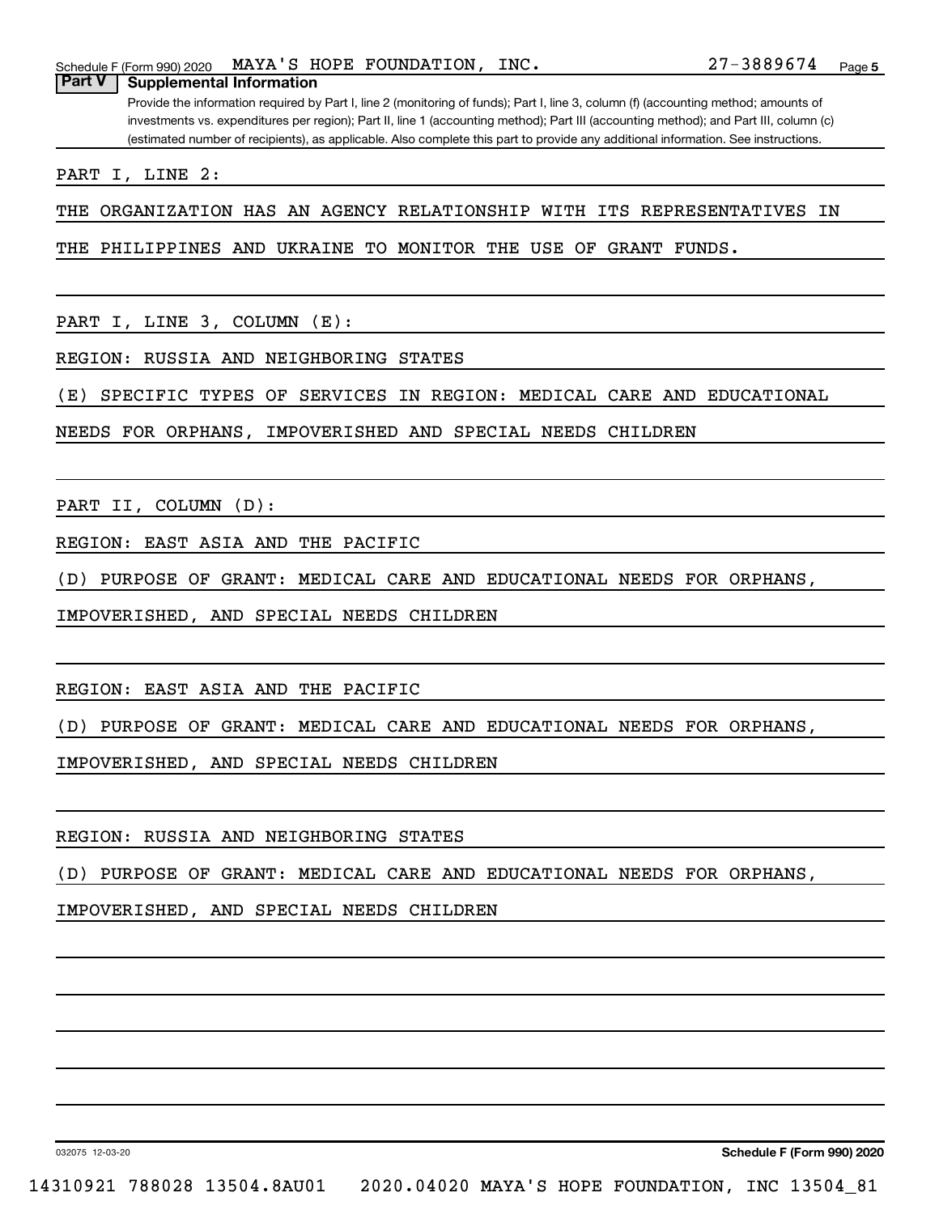Schedule F (Form 990) 2020 MAYA'S HOPE FOUNDATION, INC. 27-3889674

## Part V Supplemental Information

Provide the information required by Part I, line 2 (monitoring of funds); Part I, line 3, column (f) (accounting method; amounts of investments vs. expenditures per region); Part II, line 1 (accounting method); Part III (accounting method); and Part III, column (c) (estimated number of recipients), as applicable. Also complete this part to provide any additional information. See instructions.

PART I, LINE 2:

THE ORGANIZATION HAS AN AGENCY RELATIONSHIP WITH ITS REPRESENTATIVES IN THE PHILIPPINES AND UKRAINE TO MONITOR THE USE OF GRANT FUNDS.

PART I, LINE 3, COLUMN (E):

REGION: RUSSIA AND NEIGHBORING STATES

(E) SPECIFIC TYPES OF SERVICES IN REGION: MEDICAL CARE AND EDUCATIONAL NEEDS FOR ORPHANS, IMPOVERISHED AND SPECIAL NEEDS CHILDREN

PART II, COLUMN (D):

REGION: EAST ASIA AND THE PACIFIC

(D) PURPOSE OF GRANT: MEDICAL CARE AND EDUCATIONAL NEEDS FOR ORPHANS, IMPOVERISHED, AND SPECIAL NEEDS CHILDREN

REGION: EAST ASIA AND THE PACIFIC

(D) PURPOSE OF GRANT: MEDICAL CARE AND EDUCATIONAL NEEDS FOR ORPHANS, IMPOVERISHED, AND SPECIAL NEEDS CHILDREN

REGION: RUSSIA AND NEIGHBORING STATES

(D) PURPOSE OF GRANT: MEDICAL CARE AND EDUCATIONAL NEEDS FOR ORPHANS, IMPOVERISHED, AND SPECIAL NEEDS CHILDREN

032075 12-03-20 **Schedule F (Form 990) 2020**

14310921 788028 13504.8AU01 2020.04020 MAYA'S HOPE FOUNDATION, INC 13504_81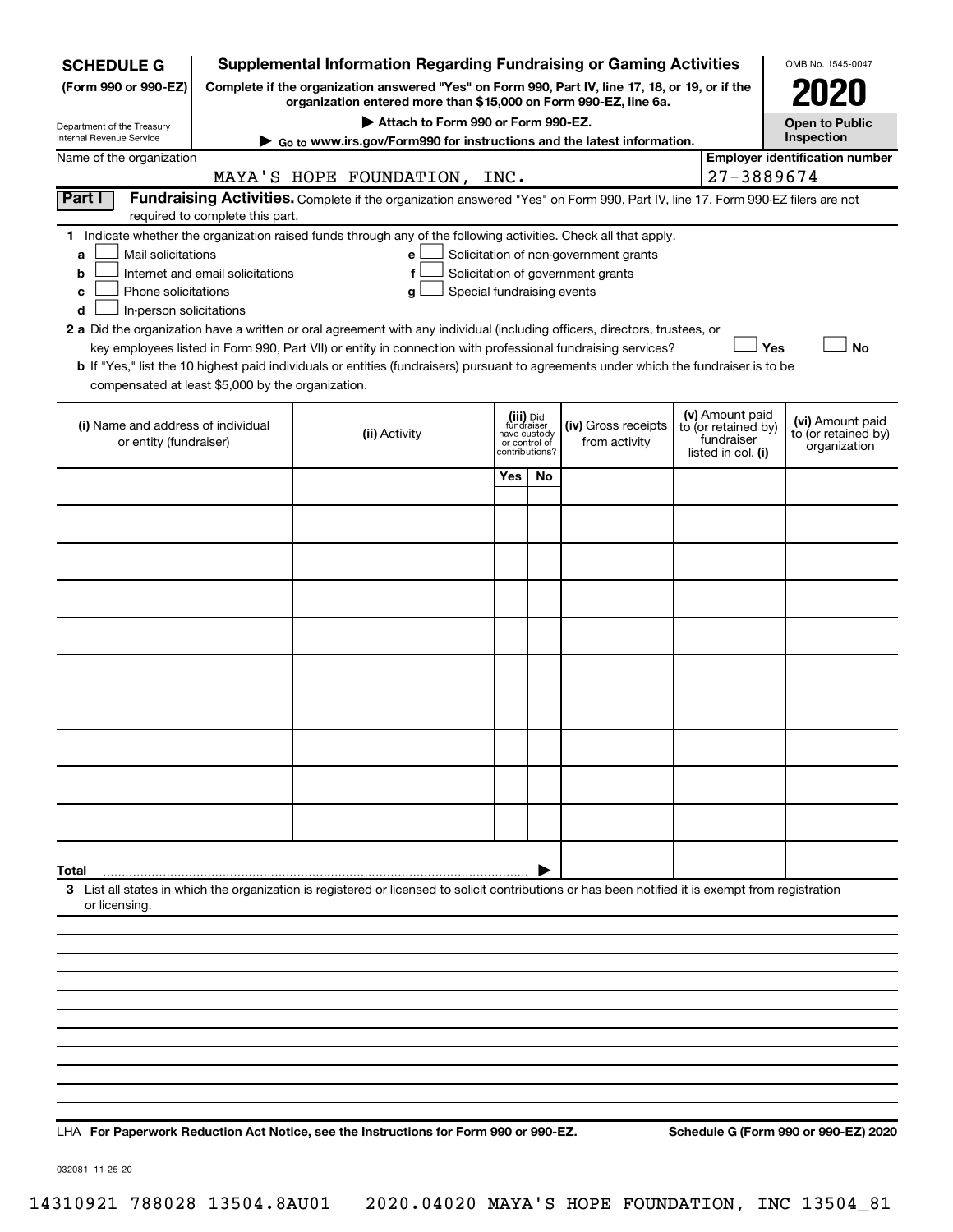**SCHEDULE G**
**(Form 990 or 990-EZ)**

Department of the Treasury
Internal Revenue Service

# Supplemental Information Regarding Fundraising or Gaming Activities

**Complete if the organization answered "Yes" on Form 990, Part IV, line 17, 18, or 19, or if the organization entered more than $15,000 on Form 990-EZ, line 6a.**

**▶ Attach to Form 990 or Form 990-EZ.**

**▶ Go to www.irs.gov/Form990 for instructions and the latest information.**

OMB No. 1545-0047

**2020**

**Open to Public Inspection**

Name of the organization: MAYA'S HOPE FOUNDATION, INC.

**Employer identification number:** 27-3889674

**Part I** **Fundraising Activities.** Complete if the organization answered "Yes" on Form 990, Part IV, line 17. Form 990-EZ filers are not required to complete this part.

**1** Indicate whether the organization raised funds through any of the following activities. Check all that apply.

- **a** ☐ Mail solicitations
- **b** ☐ Internet and email solicitations
- **c** ☐ Phone solicitations
- **d** ☐ In-person solicitations
- **e** ☐ Solicitation of non-government grants
- **f** ☐ Solicitation of government grants
- **g** ☐ Special fundraising events

**2 a** Did the organization have a written or oral agreement with any individual (including officers, directors, trustees, or key employees listed in Form 990, Part VII) or entity in connection with professional fundraising services? ☐ **Yes** ☐ **No**

**b** If "Yes," list the 10 highest paid individuals or entities (fundraisers) pursuant to agreements under which the fundraiser is to be compensated at least $5,000 by the organization.

| (i) Name and address of individual or entity (fundraiser) | (ii) Activity | (iii) Did fundraiser have custody or control of contributions? | | (iv) Gross receipts from activity | (v) Amount paid to (or retained by) fundraiser listed in col. (i) | (vi) Amount paid to (or retained by) organization |
|---|---|---|---|---|---|---|
| | | Yes | No | | | |
| | | | | | | |
| | | | | | | |
| | | | | | | |
| | | | | | | |
| | | | | | | |
| | | | | | | |
| | | | | | | |
| | | | | | | |
| | | | | | | |
| | | | | | | |
| **Total** ▶ | | | | | | |

**3** List all states in which the organization is registered or licensed to solicit contributions or has been notified it is exempt from registration or licensing.

LHA **For Paperwork Reduction Act Notice, see the Instructions for Form 990 or 990-EZ.** **Schedule G (Form 990 or 990-EZ) 2020**

032081 11-25-20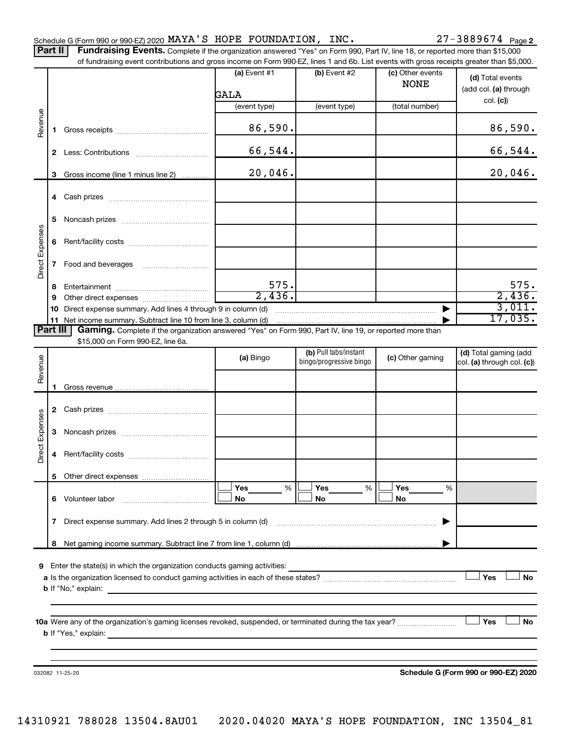Schedule G (Form 990 or 990-EZ) 2020 MAYA'S HOPE FOUNDATION, INC. 27-3889674 Page 2

**Part II** **Fundraising Events.** Complete if the organization answered "Yes" on Form 990, Part IV, line 18, or reported more than $15,000 of fundraising event contributions and gross income on Form 990-EZ, lines 1 and 6b. List events with gross receipts greater than $5,000.

| | | (a) Event #1 | (b) Event #2 | (c) Other events | (d) Total events (add col. (a) through col. (c)) |
|---|---|---|---|---|---|
| | | GALA | | NONE | |
| | | (event type) | (event type) | (total number) | |
| Revenue | 1 Gross receipts | 86,590. | | | 86,590. |
| | 2 Less: Contributions | 66,544. | | | 66,544. |
| | 3 Gross income (line 1 minus line 2) | 20,046. | | | 20,046. |
| Direct Expenses | 4 Cash prizes | | | | |
| | 5 Noncash prizes | | | | |
| | 6 Rent/facility costs | | | | |
| | 7 Food and beverages | | | | |
| | 8 Entertainment | 575. | | | 575. |
| | 9 Other direct expenses | 2,436. | | | 2,436. |
| | 10 Direct expense summary. Add lines 4 through 9 in column (d) | | | | 3,011. |
| | 11 Net income summary. Subtract line 10 from line 3, column (d) | | | | 17,035. |

**Part III** **Gaming.** Complete if the organization answered "Yes" on Form 990, Part IV, line 19, or reported more than $15,000 on Form 990-EZ, line 6a.

| | | (a) Bingo | (b) Pull tabs/instant bingo/progressive bingo | (c) Other gaming | (d) Total gaming (add col. (a) through col. (c)) |
|---|---|---|---|---|---|
| Revenue | 1 Gross revenue | | | | |
| Direct Expenses | 2 Cash prizes | | | | |
| | 3 Noncash prizes | | | | |
| | 4 Rent/facility costs | | | | |
| | 5 Other direct expenses | | | | |
| | 6 Volunteer labor | Yes ___ % / No | Yes ___ % / No | Yes ___ % / No | |
| | 7 Direct expense summary. Add lines 2 through 5 in column (d) | | | | |
| | 8 Net gaming income summary. Subtract line 7 from line 1, column (d) | | | | |

9 Enter the state(s) in which the organization conducts gaming activities:

a Is the organization licensed to conduct gaming activities in each of these states? ☐ Yes ☐ No

b If "No," explain:

10a Were any of the organization's gaming licenses revoked, suspended, or terminated during the tax year? ☐ Yes ☐ No

b If "Yes," explain:

032082 11-25-20 **Schedule G (Form 990 or 990-EZ) 2020**

14310921 788028 13504.8AU01 2020.04020 MAYA'S HOPE FOUNDATION, INC 13504_81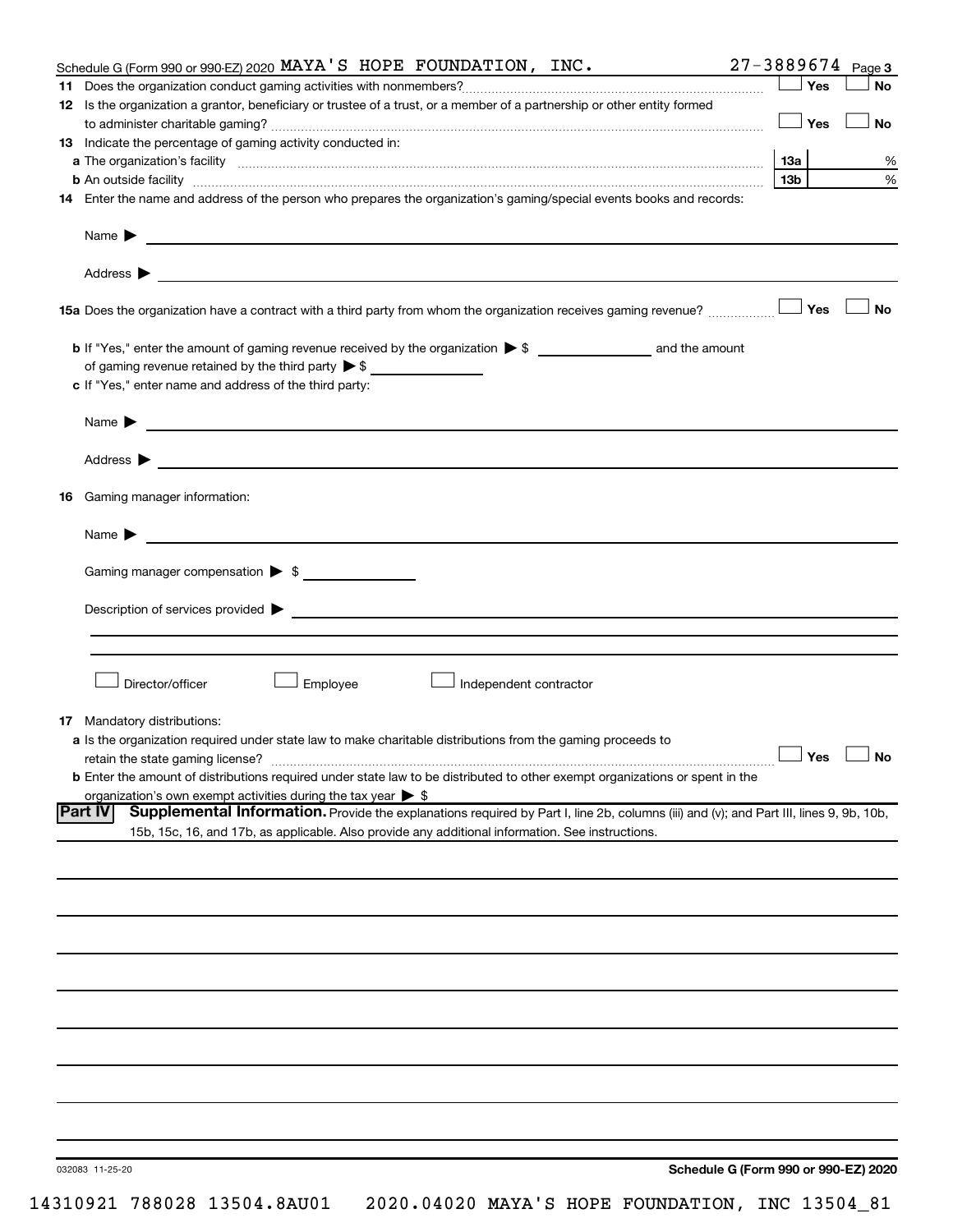Schedule G (Form 990 or 990-EZ) 2020 MAYA'S HOPE FOUNDATION, INC. 27-3889674 Page 3

**11** Does the organization conduct gaming activities with nonmembers? ☐ Yes ☐ No

**12** Is the organization a grantor, beneficiary or trustee of a trust, or a member of a partnership or other entity formed to administer charitable gaming? ☐ Yes ☐ No

**13** Indicate the percentage of gaming activity conducted in:

**a** The organization's facility **13a** %

**b** An outside facility **13b** %

**14** Enter the name and address of the person who prepares the organization's gaming/special events books and records:

Name ▶

Address ▶

**15a** Does the organization have a contract with a third party from whom the organization receives gaming revenue? ☐ Yes ☐ No

**b** If "Yes," enter the amount of gaming revenue received by the organization ▶ $ \_\_\_\_\_\_\_\_ and the amount of gaming revenue retained by the third party ▶ $ \_\_\_\_\_\_\_\_

**c** If "Yes," enter name and address of the third party:

Name ▶

Address ▶

**16** Gaming manager information:

Name ▶

Gaming manager compensation ▶ $

Description of services provided ▶

☐ Director/officer ☐ Employee ☐ Independent contractor

**17** Mandatory distributions:

**a** Is the organization required under state law to make charitable distributions from the gaming proceeds to retain the state gaming license? ☐ Yes ☐ No

**b** Enter the amount of distributions required under state law to be distributed to other exempt organizations or spent in the organization's own exempt activities during the tax year ▶ $

**Part IV** **Supplemental Information.** Provide the explanations required by Part I, line 2b, columns (iii) and (v); and Part III, lines 9, 9b, 10b, 15b, 15c, 16, and 17b, as applicable. Also provide any additional information. See instructions.

032083 11-25-20 **Schedule G (Form 990 or 990-EZ) 2020**

14310921 788028 13504.8AU01 2020.04020 MAYA'S HOPE FOUNDATION, INC 13504_81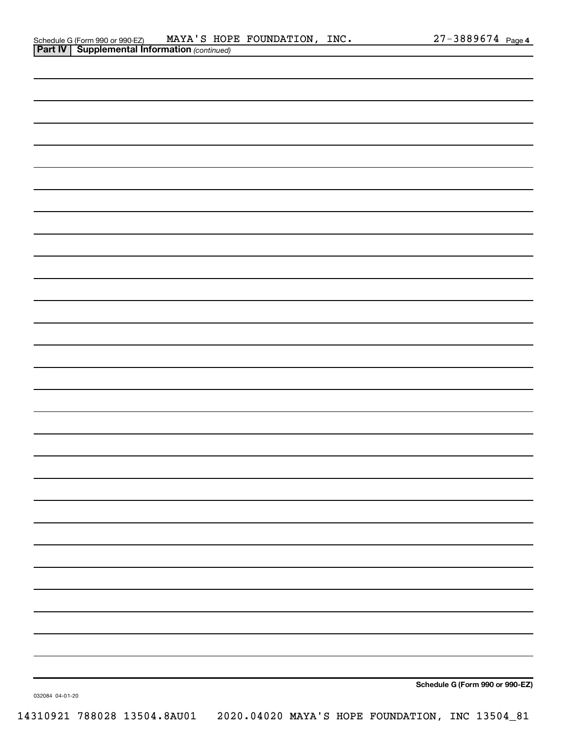Schedule G (Form 990 or 990-EZ) MAYA'S HOPE FOUNDATION, INC. 27-3889674 Page 4

**Part IV | Supplemental Information** *(continued)*

**Schedule G (Form 990 or 990-EZ)**

032084 04-01-20

14310921 788028 13504.8AU01 2020.04020 MAYA'S HOPE FOUNDATION, INC 13504_81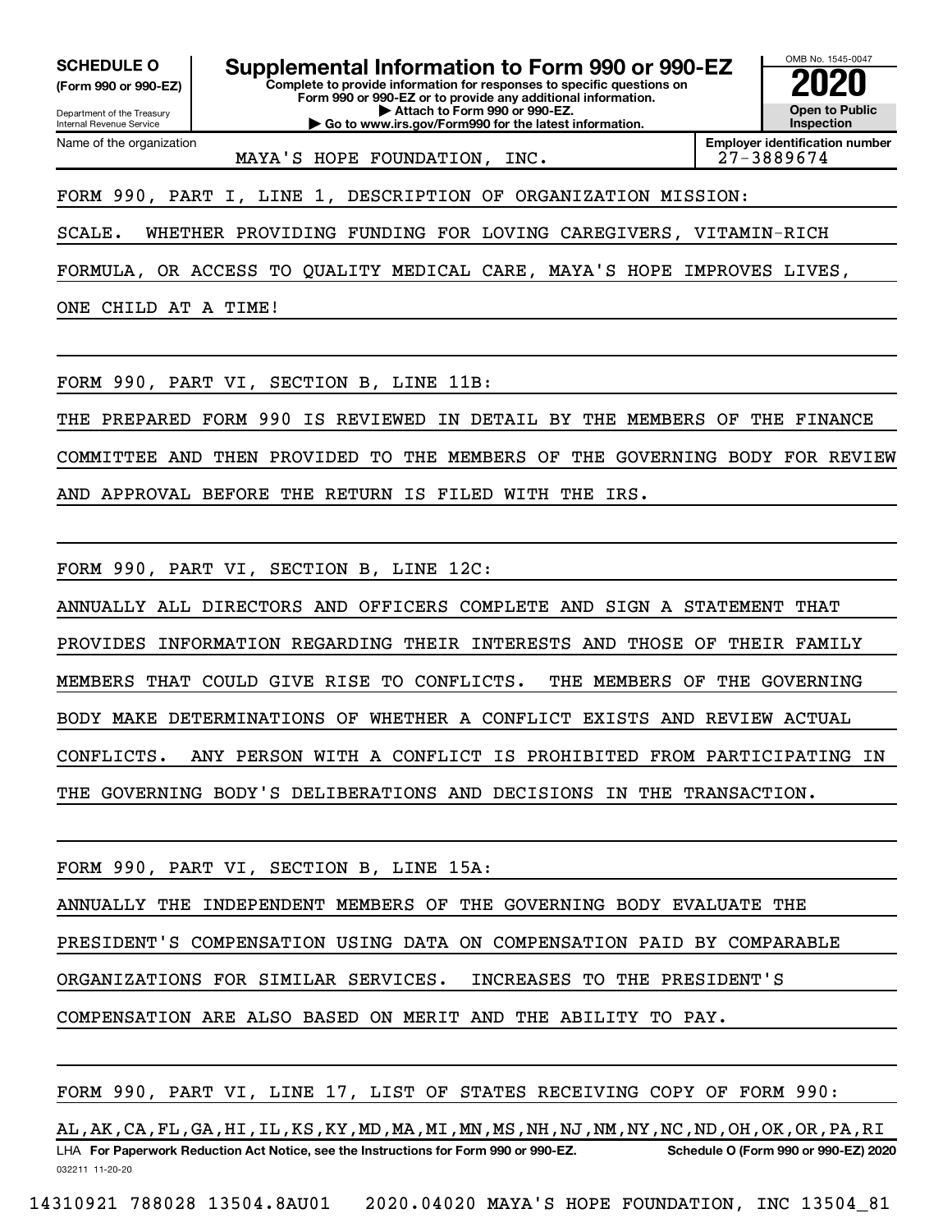**SCHEDULE O (Form 990 or 990-EZ)**

Department of the Treasury
Internal Revenue Service

# Supplemental Information to Form 990 or 990-EZ

**Complete to provide information for responses to specific questions on Form 990 or 990-EZ or to provide any additional information.**
**▶ Attach to Form 990 or 990-EZ.**
**▶ Go to www.irs.gov/Form990 for the latest information.**

OMB No. 1545-0047

**2020**

**Open to Public Inspection**

Name of the organization: MAYA'S HOPE FOUNDATION, INC.

**Employer identification number:** 27-3889674

FORM 990, PART I, LINE 1, DESCRIPTION OF ORGANIZATION MISSION:

SCALE. WHETHER PROVIDING FUNDING FOR LOVING CAREGIVERS, VITAMIN-RICH FORMULA, OR ACCESS TO QUALITY MEDICAL CARE, MAYA'S HOPE IMPROVES LIVES, ONE CHILD AT A TIME!

FORM 990, PART VI, SECTION B, LINE 11B:

THE PREPARED FORM 990 IS REVIEWED IN DETAIL BY THE MEMBERS OF THE FINANCE COMMITTEE AND THEN PROVIDED TO THE MEMBERS OF THE GOVERNING BODY FOR REVIEW AND APPROVAL BEFORE THE RETURN IS FILED WITH THE IRS.

FORM 990, PART VI, SECTION B, LINE 12C:

ANNUALLY ALL DIRECTORS AND OFFICERS COMPLETE AND SIGN A STATEMENT THAT PROVIDES INFORMATION REGARDING THEIR INTERESTS AND THOSE OF THEIR FAMILY MEMBERS THAT COULD GIVE RISE TO CONFLICTS. THE MEMBERS OF THE GOVERNING BODY MAKE DETERMINATIONS OF WHETHER A CONFLICT EXISTS AND REVIEW ACTUAL CONFLICTS. ANY PERSON WITH A CONFLICT IS PROHIBITED FROM PARTICIPATING IN THE GOVERNING BODY'S DELIBERATIONS AND DECISIONS IN THE TRANSACTION.

FORM 990, PART VI, SECTION B, LINE 15A:

ANNUALLY THE INDEPENDENT MEMBERS OF THE GOVERNING BODY EVALUATE THE PRESIDENT'S COMPENSATION USING DATA ON COMPENSATION PAID BY COMPARABLE ORGANIZATIONS FOR SIMILAR SERVICES. INCREASES TO THE PRESIDENT'S COMPENSATION ARE ALSO BASED ON MERIT AND THE ABILITY TO PAY.

FORM 990, PART VI, LINE 17, LIST OF STATES RECEIVING COPY OF FORM 990:

AL,AK,CA,FL,GA,HI,IL,KS,KY,MD,MA,MI,MN,MS,NH,NJ,NM,NY,NC,ND,OH,OK,OR,PA,RI

LHA **For Paperwork Reduction Act Notice, see the Instructions for Form 990 or 990-EZ.** **Schedule O (Form 990 or 990-EZ) 2020**

032211 11-20-20

14310921 788028 13504.8AU01 2020.04020 MAYA'S HOPE FOUNDATION, INC 13504_81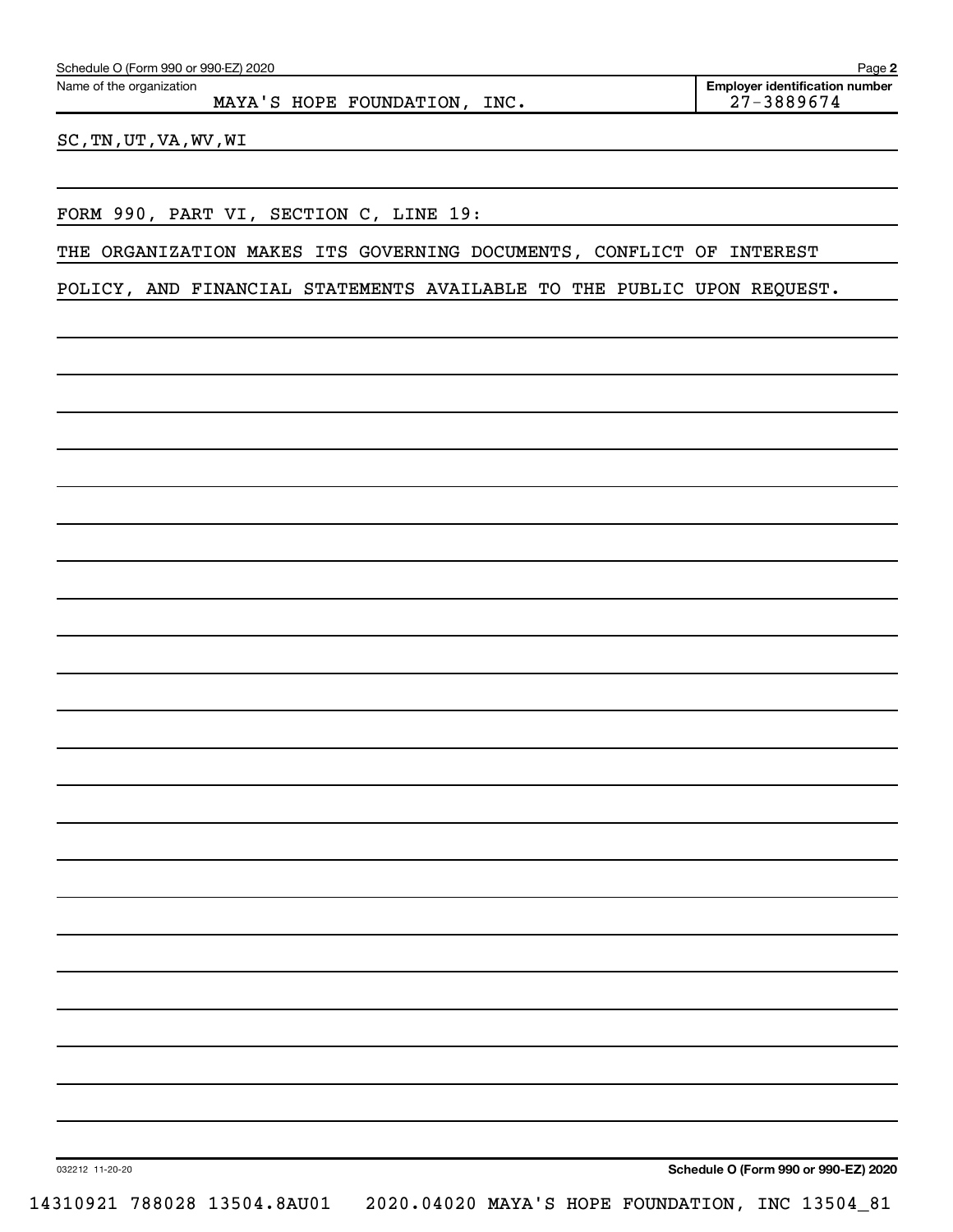Name of the organization: MAYA'S HOPE FOUNDATION, INC.

Employer identification number: 27-3889674

SC,TN,UT,VA,WV,WI

FORM 990, PART VI, SECTION C, LINE 19:

THE ORGANIZATION MAKES ITS GOVERNING DOCUMENTS, CONFLICT OF INTEREST POLICY, AND FINANCIAL STATEMENTS AVAILABLE TO THE PUBLIC UPON REQUEST.